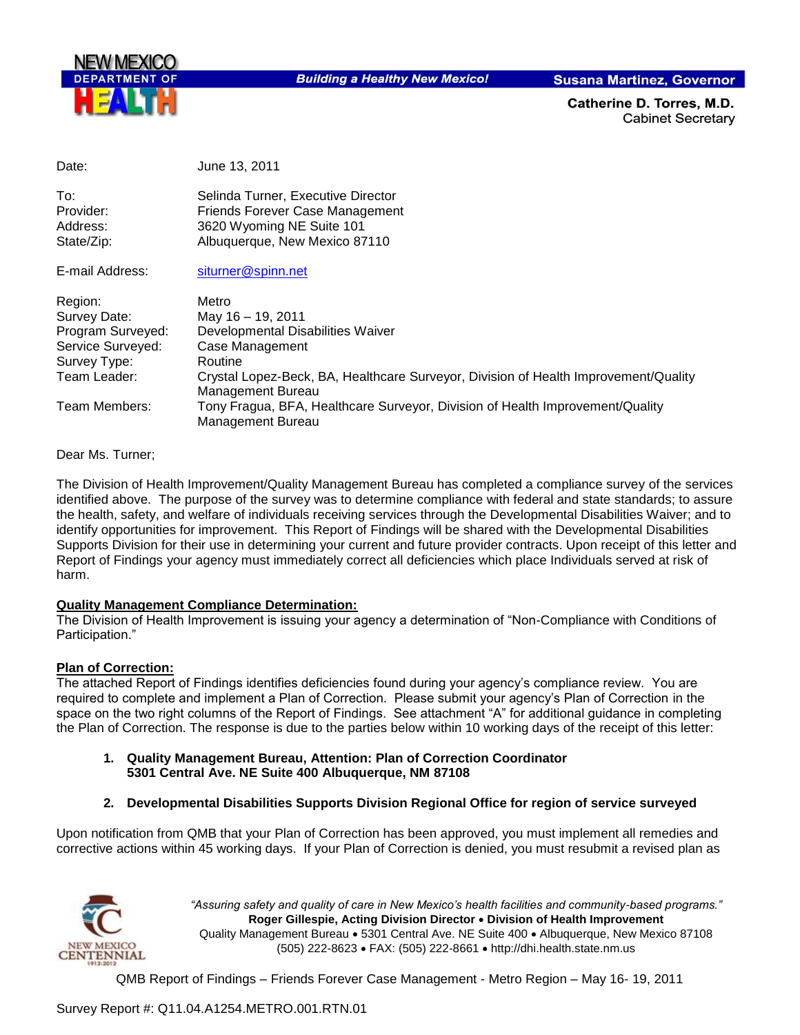NEW MEXICO DEPARTMENT OF HEALTH

**Building a Healthy New Mexico!**

**Susana Martinez, Governor**

**Catherine D. Torres, M.D.**
Cabinet Secretary

| | |
|---|---|
| Date: | June 13, 2011 |
| To: | Selinda Turner, Executive Director |
| Provider: | Friends Forever Case Management |
| Address: | 3620 Wyoming NE Suite 101 |
| State/Zip: | Albuquerque, New Mexico 87110 |
| E-mail Address: | siturner@spinn.net |
| Region: | Metro |
| Survey Date: | May 16 – 19, 2011 |
| Program Surveyed: | Developmental Disabilities Waiver |
| Service Surveyed: | Case Management |
| Survey Type: | Routine |
| Team Leader: | Crystal Lopez-Beck, BA, Healthcare Surveyor, Division of Health Improvement/Quality Management Bureau |
| Team Members: | Tony Fragua, BFA, Healthcare Surveyor, Division of Health Improvement/Quality Management Bureau |

Dear Ms. Turner;

The Division of Health Improvement/Quality Management Bureau has completed a compliance survey of the services identified above. The purpose of the survey was to determine compliance with federal and state standards; to assure the health, safety, and welfare of individuals receiving services through the Developmental Disabilities Waiver; and to identify opportunities for improvement. This Report of Findings will be shared with the Developmental Disabilities Supports Division for their use in determining your current and future provider contracts. Upon receipt of this letter and Report of Findings your agency must immediately correct all deficiencies which place Individuals served at risk of harm.

**Quality Management Compliance Determination:**
The Division of Health Improvement is issuing your agency a determination of "Non-Compliance with Conditions of Participation."

**Plan of Correction:**
The attached Report of Findings identifies deficiencies found during your agency's compliance review. You are required to complete and implement a Plan of Correction. Please submit your agency's Plan of Correction in the space on the two right columns of the Report of Findings. See attachment "A" for additional guidance in completing the Plan of Correction. The response is due to the parties below within 10 working days of the receipt of this letter:

1. **Quality Management Bureau, Attention: Plan of Correction Coordinator 5301 Central Ave. NE Suite 400 Albuquerque, NM 87108**

2. **Developmental Disabilities Supports Division Regional Office for region of service surveyed**

Upon notification from QMB that your Plan of Correction has been approved, you must implement all remedies and corrective actions within 45 working days. If your Plan of Correction is denied, you must resubmit a revised plan as

*"Assuring safety and quality of care in New Mexico's health facilities and community-based programs."*
**Roger Gillespie, Acting Division Director • Division of Health Improvement**
Quality Management Bureau • 5301 Central Ave. NE Suite 400 • Albuquerque, New Mexico 87108
(505) 222-8623 • FAX: (505) 222-8661 • http://dhi.health.state.nm.us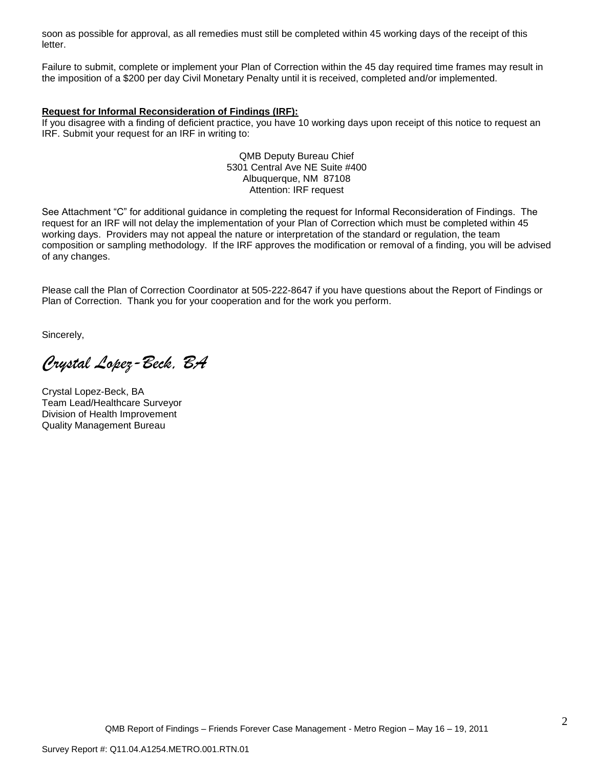soon as possible for approval, as all remedies must still be completed within 45 working days of the receipt of this letter.

Failure to submit, complete or implement your Plan of Correction within the 45 day required time frames may result in the imposition of a $200 per day Civil Monetary Penalty until it is received, completed and/or implemented.

**Request for Informal Reconsideration of Findings (IRF):**

If you disagree with a finding of deficient practice, you have 10 working days upon receipt of this notice to request an IRF. Submit your request for an IRF in writing to:

QMB Deputy Bureau Chief
5301 Central Ave NE Suite #400
Albuquerque, NM 87108
Attention: IRF request

See Attachment "C" for additional guidance in completing the request for Informal Reconsideration of Findings. The request for an IRF will not delay the implementation of your Plan of Correction which must be completed within 45 working days. Providers may not appeal the nature or interpretation of the standard or regulation, the team composition or sampling methodology. If the IRF approves the modification or removal of a finding, you will be advised of any changes.

Please call the Plan of Correction Coordinator at 505-222-8647 if you have questions about the Report of Findings or Plan of Correction. Thank you for your cooperation and for the work you perform.

Sincerely,

*Crystal Lopez-Beck, BA*

Crystal Lopez-Beck, BA
Team Lead/Healthcare Surveyor
Division of Health Improvement
Quality Management Bureau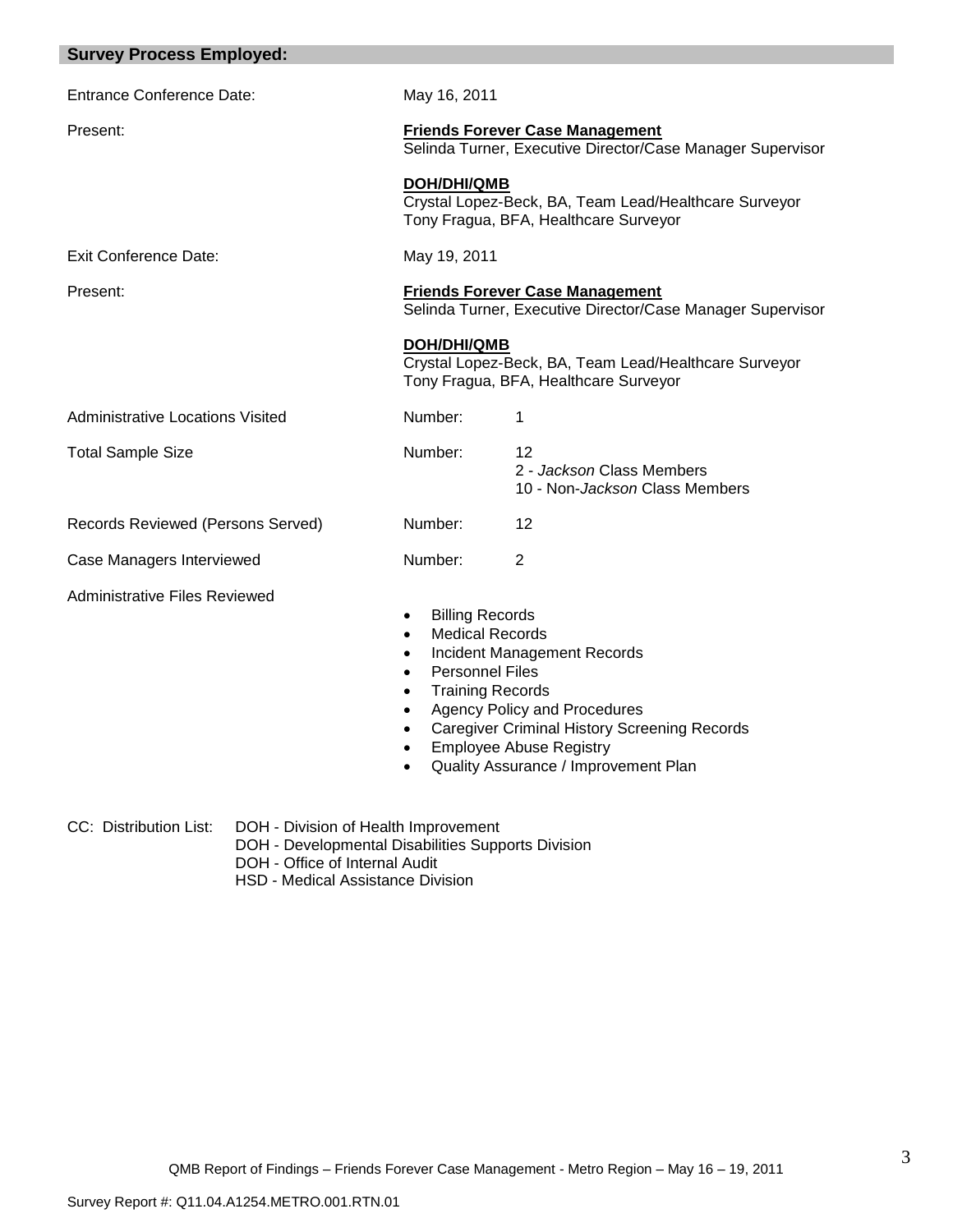## Survey Process Employed:

| | |
|---|---|
| Entrance Conference Date: | May 16, 2011 |
| Present: | **Friends Forever Case Management**<br>Selinda Turner, Executive Director/Case Manager Supervisor<br><br>**DOH/DHI/QMB**<br>Crystal Lopez-Beck, BA, Team Lead/Healthcare Surveyor<br>Tony Fragua, BFA, Healthcare Surveyor |
| Exit Conference Date: | May 19, 2011 |
| Present: | **Friends Forever Case Management**<br>Selinda Turner, Executive Director/Case Manager Supervisor<br><br>**DOH/DHI/QMB**<br>Crystal Lopez-Beck, BA, Team Lead/Healthcare Surveyor<br>Tony Fragua, BFA, Healthcare Surveyor |
| Administrative Locations Visited | Number: 1 |
| Total Sample Size | Number: 12<br>2 - *Jackson* Class Members<br>10 - Non-*Jackson* Class Members |
| Records Reviewed (Persons Served) | Number: 12 |
| Case Managers Interviewed | Number: 2 |

Administrative Files Reviewed

- Billing Records
- Medical Records
- Incident Management Records
- Personnel Files
- Training Records
- Agency Policy and Procedures
- Caregiver Criminal History Screening Records
- Employee Abuse Registry
- Quality Assurance / Improvement Plan

CC: Distribution List:
DOH - Division of Health Improvement
DOH - Developmental Disabilities Supports Division
DOH - Office of Internal Audit
HSD - Medical Assistance Division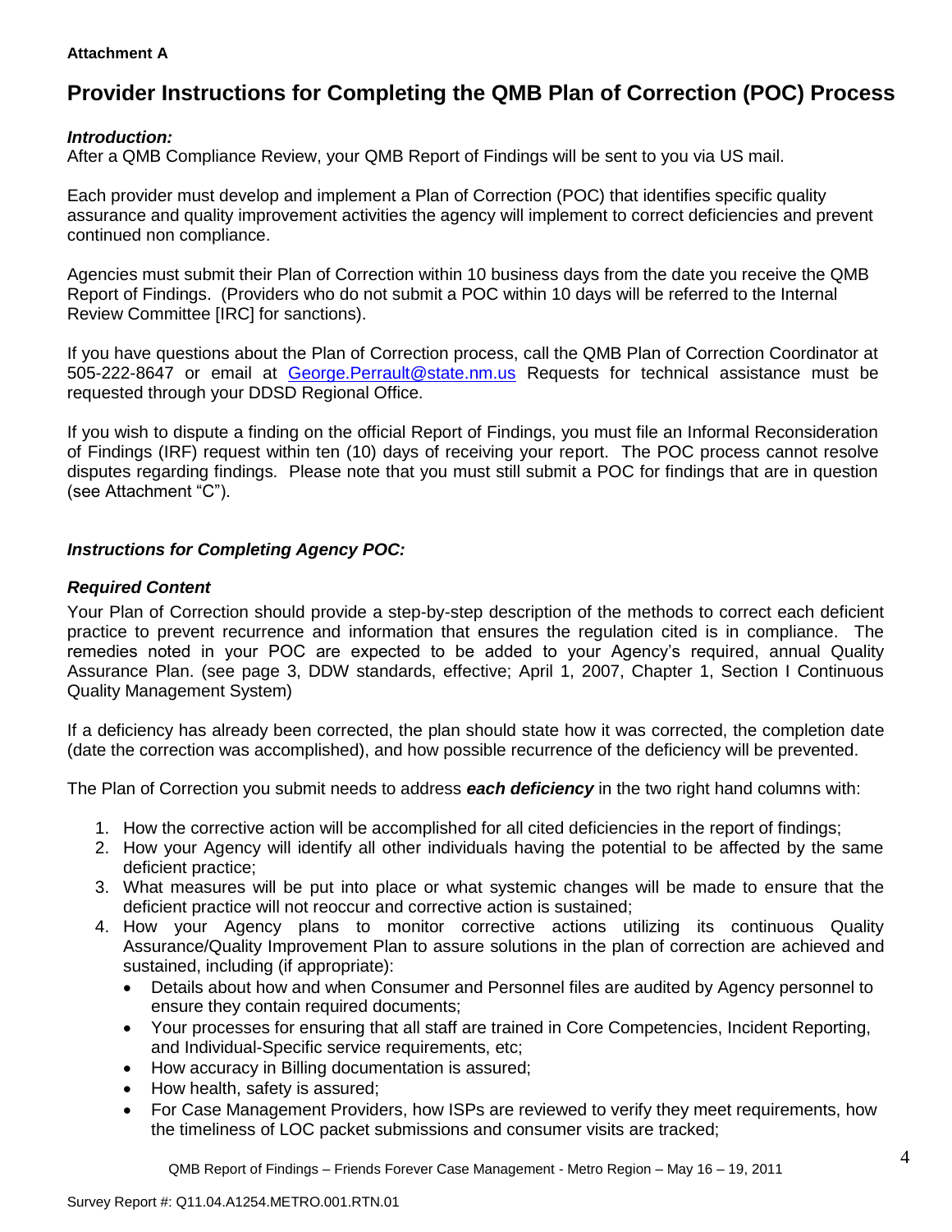**Attachment A**

# Provider Instructions for Completing the QMB Plan of Correction (POC) Process

***Introduction:***

After a QMB Compliance Review, your QMB Report of Findings will be sent to you via US mail.

Each provider must develop and implement a Plan of Correction (POC) that identifies specific quality assurance and quality improvement activities the agency will implement to correct deficiencies and prevent continued non compliance.

Agencies must submit their Plan of Correction within 10 business days from the date you receive the QMB Report of Findings. (Providers who do not submit a POC within 10 days will be referred to the Internal Review Committee [IRC] for sanctions).

If you have questions about the Plan of Correction process, call the QMB Plan of Correction Coordinator at 505-222-8647 or email at George.Perrault@state.nm.us Requests for technical assistance must be requested through your DDSD Regional Office.

If you wish to dispute a finding on the official Report of Findings, you must file an Informal Reconsideration of Findings (IRF) request within ten (10) days of receiving your report. The POC process cannot resolve disputes regarding findings. Please note that you must still submit a POC for findings that are in question (see Attachment "C").

***Instructions for Completing Agency POC:***

***Required Content***

Your Plan of Correction should provide a step-by-step description of the methods to correct each deficient practice to prevent recurrence and information that ensures the regulation cited is in compliance. The remedies noted in your POC are expected to be added to your Agency's required, annual Quality Assurance Plan. (see page 3, DDW standards, effective; April 1, 2007, Chapter 1, Section I Continuous Quality Management System)

If a deficiency has already been corrected, the plan should state how it was corrected, the completion date (date the correction was accomplished), and how possible recurrence of the deficiency will be prevented.

The Plan of Correction you submit needs to address ***each deficiency*** in the two right hand columns with:

1. How the corrective action will be accomplished for all cited deficiencies in the report of findings;
2. How your Agency will identify all other individuals having the potential to be affected by the same deficient practice;
3. What measures will be put into place or what systemic changes will be made to ensure that the deficient practice will not reoccur and corrective action is sustained;
4. How your Agency plans to monitor corrective actions utilizing its continuous Quality Assurance/Quality Improvement Plan to assure solutions in the plan of correction are achieved and sustained, including (if appropriate):
   - Details about how and when Consumer and Personnel files are audited by Agency personnel to ensure they contain required documents;
   - Your processes for ensuring that all staff are trained in Core Competencies, Incident Reporting, and Individual-Specific service requirements, etc;
   - How accuracy in Billing documentation is assured;
   - How health, safety is assured;
   - For Case Management Providers, how ISPs are reviewed to verify they meet requirements, how the timeliness of LOC packet submissions and consumer visits are tracked;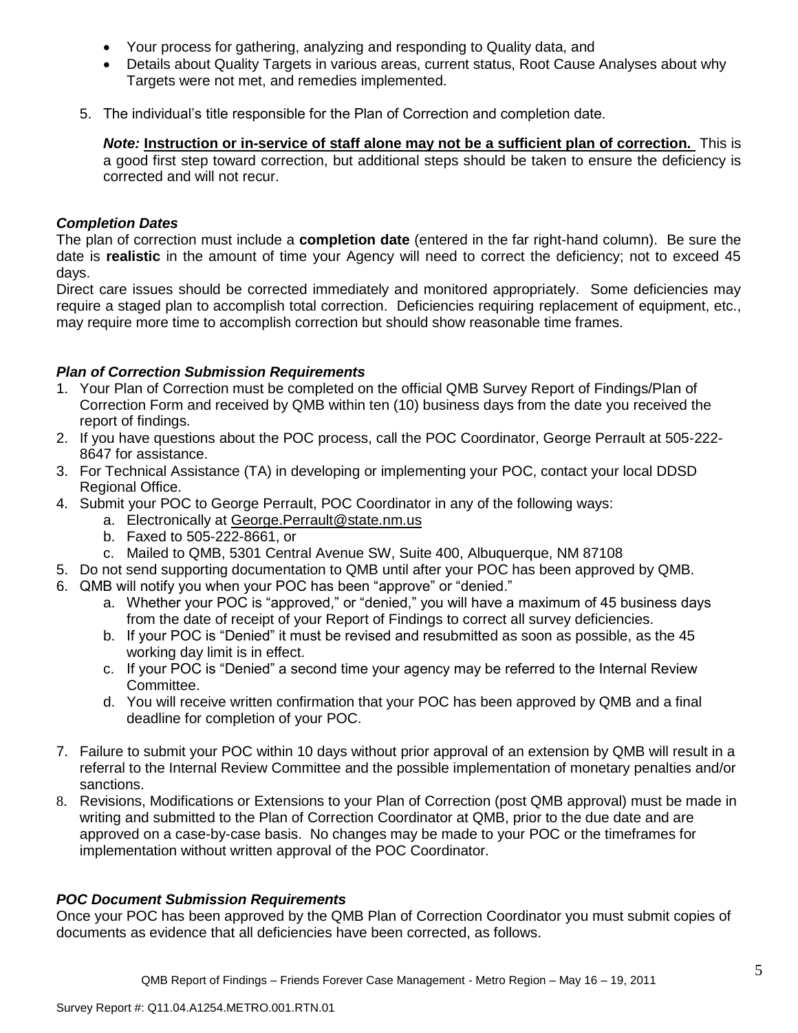- Your process for gathering, analyzing and responding to Quality data, and
- Details about Quality Targets in various areas, current status, Root Cause Analyses about why Targets were not met, and remedies implemented.

5. The individual's title responsible for the Plan of Correction and completion date.

   ***Note:*** **Instruction or in-service of staff alone may not be a sufficient plan of correction.** This is a good first step toward correction, but additional steps should be taken to ensure the deficiency is corrected and will not recur.

***Completion Dates***

The plan of correction must include a **completion date** (entered in the far right-hand column). Be sure the date is **realistic** in the amount of time your Agency will need to correct the deficiency; not to exceed 45 days.

Direct care issues should be corrected immediately and monitored appropriately. Some deficiencies may require a staged plan to accomplish total correction. Deficiencies requiring replacement of equipment, etc., may require more time to accomplish correction but should show reasonable time frames.

***Plan of Correction Submission Requirements***

1. Your Plan of Correction must be completed on the official QMB Survey Report of Findings/Plan of Correction Form and received by QMB within ten (10) business days from the date you received the report of findings.
2. If you have questions about the POC process, call the POC Coordinator, George Perrault at 505-222-8647 for assistance.
3. For Technical Assistance (TA) in developing or implementing your POC, contact your local DDSD Regional Office.
4. Submit your POC to George Perrault, POC Coordinator in any of the following ways:
   a. Electronically at George.Perrault@state.nm.us
   b. Faxed to 505-222-8661, or
   c. Mailed to QMB, 5301 Central Avenue SW, Suite 400, Albuquerque, NM 87108
5. Do not send supporting documentation to QMB until after your POC has been approved by QMB.
6. QMB will notify you when your POC has been "approve" or "denied."
   a. Whether your POC is "approved," or "denied," you will have a maximum of 45 business days from the date of receipt of your Report of Findings to correct all survey deficiencies.
   b. If your POC is "Denied" it must be revised and resubmitted as soon as possible, as the 45 working day limit is in effect.
   c. If your POC is "Denied" a second time your agency may be referred to the Internal Review Committee.
   d. You will receive written confirmation that your POC has been approved by QMB and a final deadline for completion of your POC.
7. Failure to submit your POC within 10 days without prior approval of an extension by QMB will result in a referral to the Internal Review Committee and the possible implementation of monetary penalties and/or sanctions.
8. Revisions, Modifications or Extensions to your Plan of Correction (post QMB approval) must be made in writing and submitted to the Plan of Correction Coordinator at QMB, prior to the due date and are approved on a case-by-case basis. No changes may be made to your POC or the timeframes for implementation without written approval of the POC Coordinator.

***POC Document Submission Requirements***

Once your POC has been approved by the QMB Plan of Correction Coordinator you must submit copies of documents as evidence that all deficiencies have been corrected, as follows.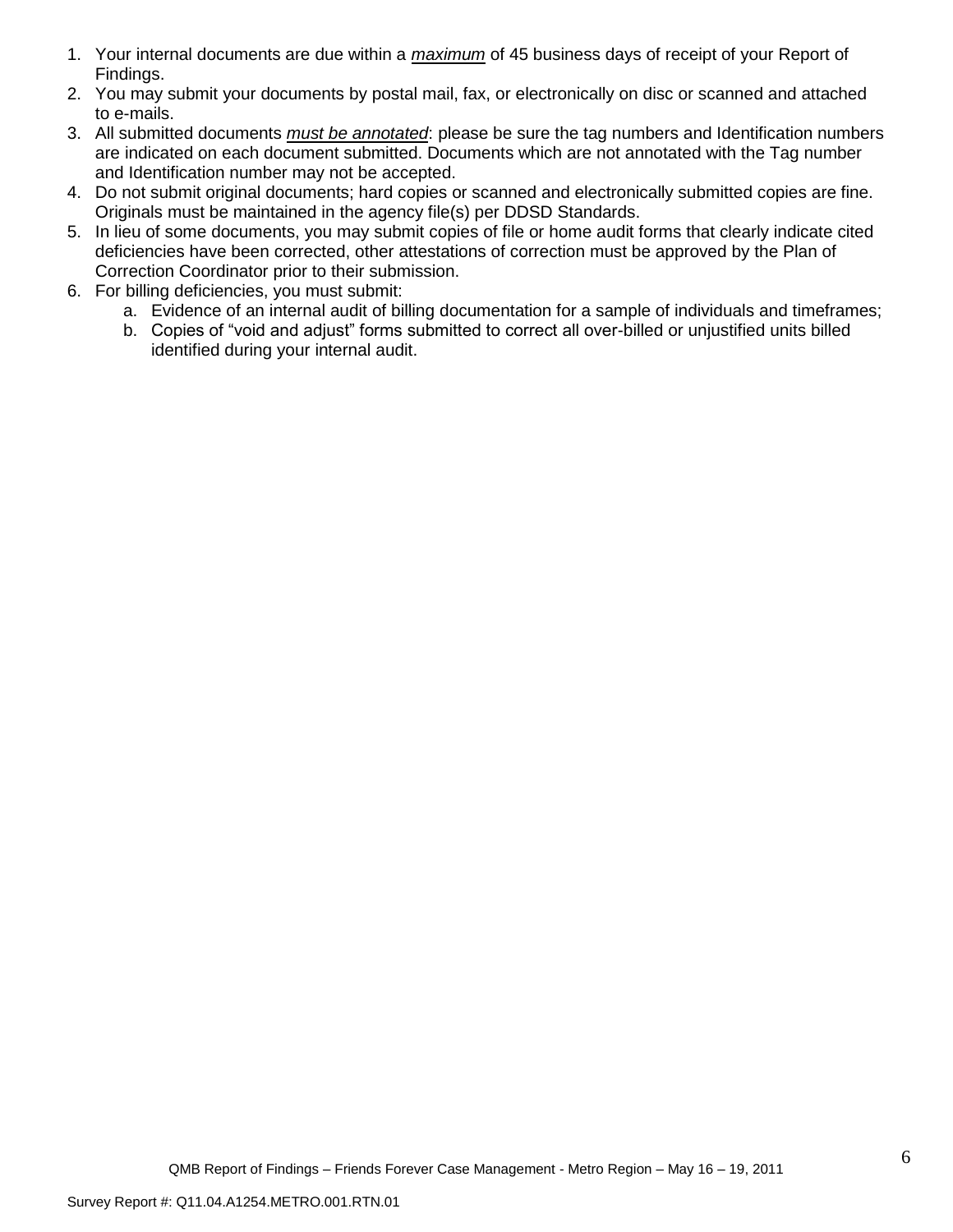1. Your internal documents are due within a ***maximum*** of 45 business days of receipt of your Report of Findings.
2. You may submit your documents by postal mail, fax, or electronically on disc or scanned and attached to e-mails.
3. All submitted documents ***must be annotated***: please be sure the tag numbers and Identification numbers are indicated on each document submitted. Documents which are not annotated with the Tag number and Identification number may not be accepted.
4. Do not submit original documents; hard copies or scanned and electronically submitted copies are fine. Originals must be maintained in the agency file(s) per DDSD Standards.
5. In lieu of some documents, you may submit copies of file or home audit forms that clearly indicate cited deficiencies have been corrected, other attestations of correction must be approved by the Plan of Correction Coordinator prior to their submission.
6. For billing deficiencies, you must submit:
   a. Evidence of an internal audit of billing documentation for a sample of individuals and timeframes;
   b. Copies of "void and adjust" forms submitted to correct all over-billed or unjustified units billed identified during your internal audit.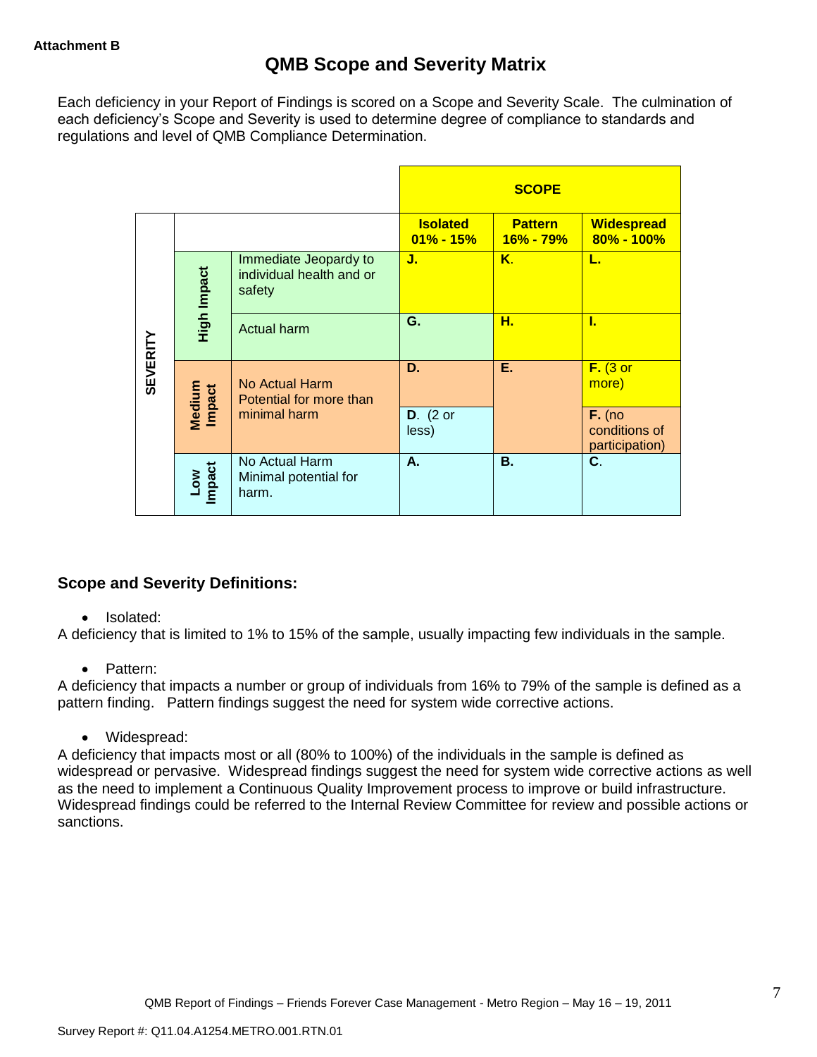**Attachment B**

# QMB Scope and Severity Matrix

Each deficiency in your Report of Findings is scored on a Scope and Severity Scale. The culmination of each deficiency's Scope and Severity is used to determine degree of compliance to standards and regulations and level of QMB Compliance Determination.

| SEVERITY | | | SCOPE | | |
|---|---|---|---|---|---|
| | | | **Isolated 01% - 15%** | **Pattern 16% - 79%** | **Widespread 80% - 100%** |
| | **High Impact** | Immediate Jeopardy to individual health and or safety | **J.** | **K.** | **L.** |
| | | Actual harm | **G.** | **H.** | **I.** |
| | **Medium Impact** | No Actual Harm Potential for more than minimal harm | **D.** | **E.** | **F.** (3 or more) |
| | | | **D.** (2 or less) | | **F.** (no conditions of participation) |
| | **Low Impact** | No Actual Harm Minimal potential for harm. | **A.** | **B.** | **C.** |

## Scope and Severity Definitions:

- Isolated:

A deficiency that is limited to 1% to 15% of the sample, usually impacting few individuals in the sample.

- Pattern:

A deficiency that impacts a number or group of individuals from 16% to 79% of the sample is defined as a pattern finding. Pattern findings suggest the need for system wide corrective actions.

- Widespread:

A deficiency that impacts most or all (80% to 100%) of the individuals in the sample is defined as widespread or pervasive. Widespread findings suggest the need for system wide corrective actions as well as the need to implement a Continuous Quality Improvement process to improve or build infrastructure. Widespread findings could be referred to the Internal Review Committee for review and possible actions or sanctions.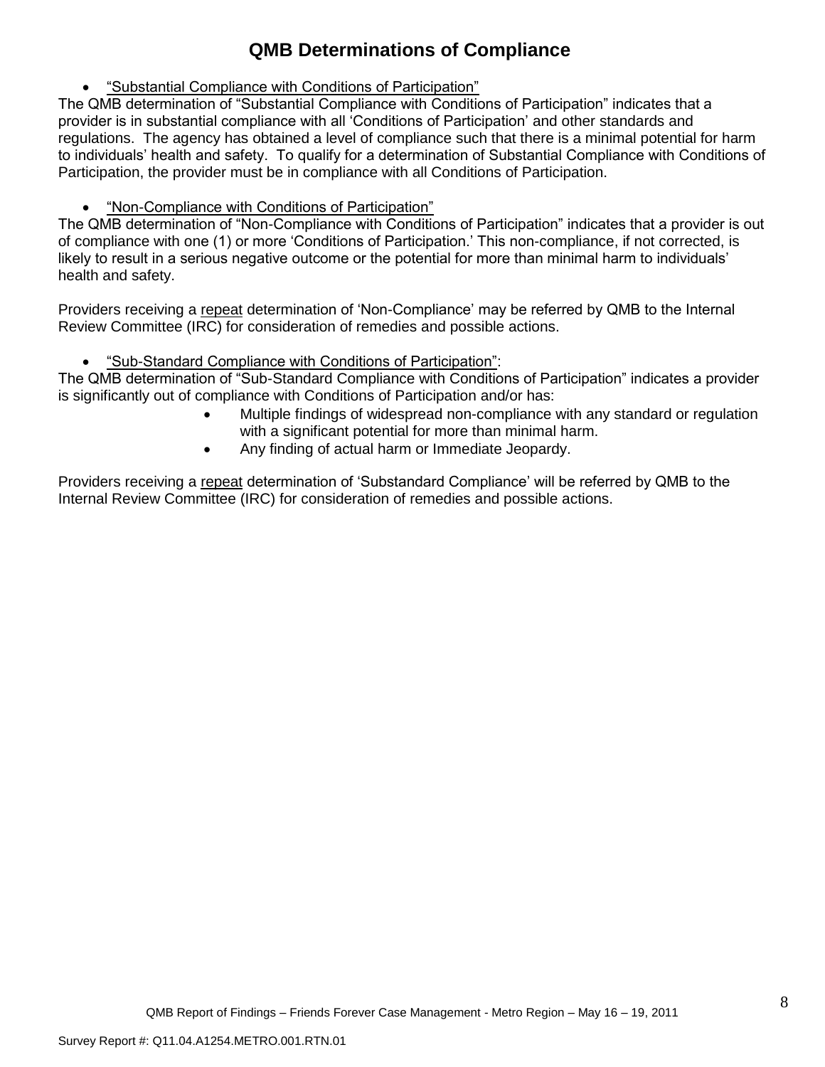# QMB Determinations of Compliance

- "Substantial Compliance with Conditions of Participation"

The QMB determination of "Substantial Compliance with Conditions of Participation" indicates that a provider is in substantial compliance with all 'Conditions of Participation' and other standards and regulations. The agency has obtained a level of compliance such that there is a minimal potential for harm to individuals' health and safety. To qualify for a determination of Substantial Compliance with Conditions of Participation, the provider must be in compliance with all Conditions of Participation.

- "Non-Compliance with Conditions of Participation"

The QMB determination of "Non-Compliance with Conditions of Participation" indicates that a provider is out of compliance with one (1) or more 'Conditions of Participation.' This non-compliance, if not corrected, is likely to result in a serious negative outcome or the potential for more than minimal harm to individuals' health and safety.

Providers receiving a repeat determination of 'Non-Compliance' may be referred by QMB to the Internal Review Committee (IRC) for consideration of remedies and possible actions.

- "Sub-Standard Compliance with Conditions of Participation":

The QMB determination of "Sub-Standard Compliance with Conditions of Participation" indicates a provider is significantly out of compliance with Conditions of Participation and/or has:

- Multiple findings of widespread non-compliance with any standard or regulation with a significant potential for more than minimal harm.
- Any finding of actual harm or Immediate Jeopardy.

Providers receiving a repeat determination of 'Substandard Compliance' will be referred by QMB to the Internal Review Committee (IRC) for consideration of remedies and possible actions.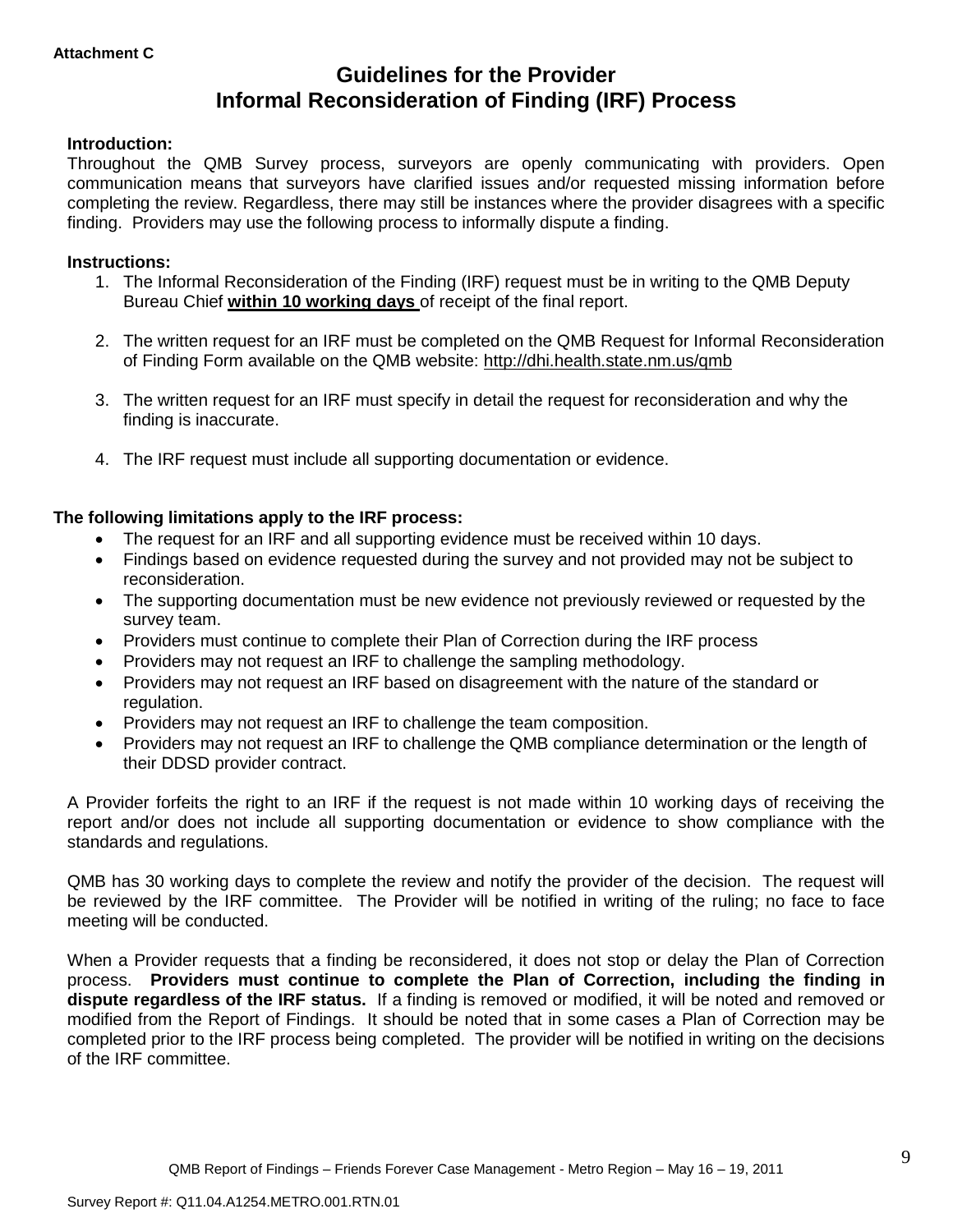**Attachment C**

# Guidelines for the Provider
# Informal Reconsideration of Finding (IRF) Process

**Introduction:**
Throughout the QMB Survey process, surveyors are openly communicating with providers. Open communication means that surveyors have clarified issues and/or requested missing information before completing the review. Regardless, there may still be instances where the provider disagrees with a specific finding. Providers may use the following process to informally dispute a finding.

**Instructions:**

1. The Informal Reconsideration of the Finding (IRF) request must be in writing to the QMB Deputy Bureau Chief **within 10 working days** of receipt of the final report.

2. The written request for an IRF must be completed on the QMB Request for Informal Reconsideration of Finding Form available on the QMB website: http://dhi.health.state.nm.us/qmb

3. The written request for an IRF must specify in detail the request for reconsideration and why the finding is inaccurate.

4. The IRF request must include all supporting documentation or evidence.

**The following limitations apply to the IRF process:**

- The request for an IRF and all supporting evidence must be received within 10 days.
- Findings based on evidence requested during the survey and not provided may not be subject to reconsideration.
- The supporting documentation must be new evidence not previously reviewed or requested by the survey team.
- Providers must continue to complete their Plan of Correction during the IRF process
- Providers may not request an IRF to challenge the sampling methodology.
- Providers may not request an IRF based on disagreement with the nature of the standard or regulation.
- Providers may not request an IRF to challenge the team composition.
- Providers may not request an IRF to challenge the QMB compliance determination or the length of their DDSD provider contract.

A Provider forfeits the right to an IRF if the request is not made within 10 working days of receiving the report and/or does not include all supporting documentation or evidence to show compliance with the standards and regulations.

QMB has 30 working days to complete the review and notify the provider of the decision. The request will be reviewed by the IRF committee. The Provider will be notified in writing of the ruling; no face to face meeting will be conducted.

When a Provider requests that a finding be reconsidered, it does not stop or delay the Plan of Correction process. **Providers must continue to complete the Plan of Correction, including the finding in dispute regardless of the IRF status.** If a finding is removed or modified, it will be noted and removed or modified from the Report of Findings. It should be noted that in some cases a Plan of Correction may be completed prior to the IRF process being completed. The provider will be notified in writing on the decisions of the IRF committee.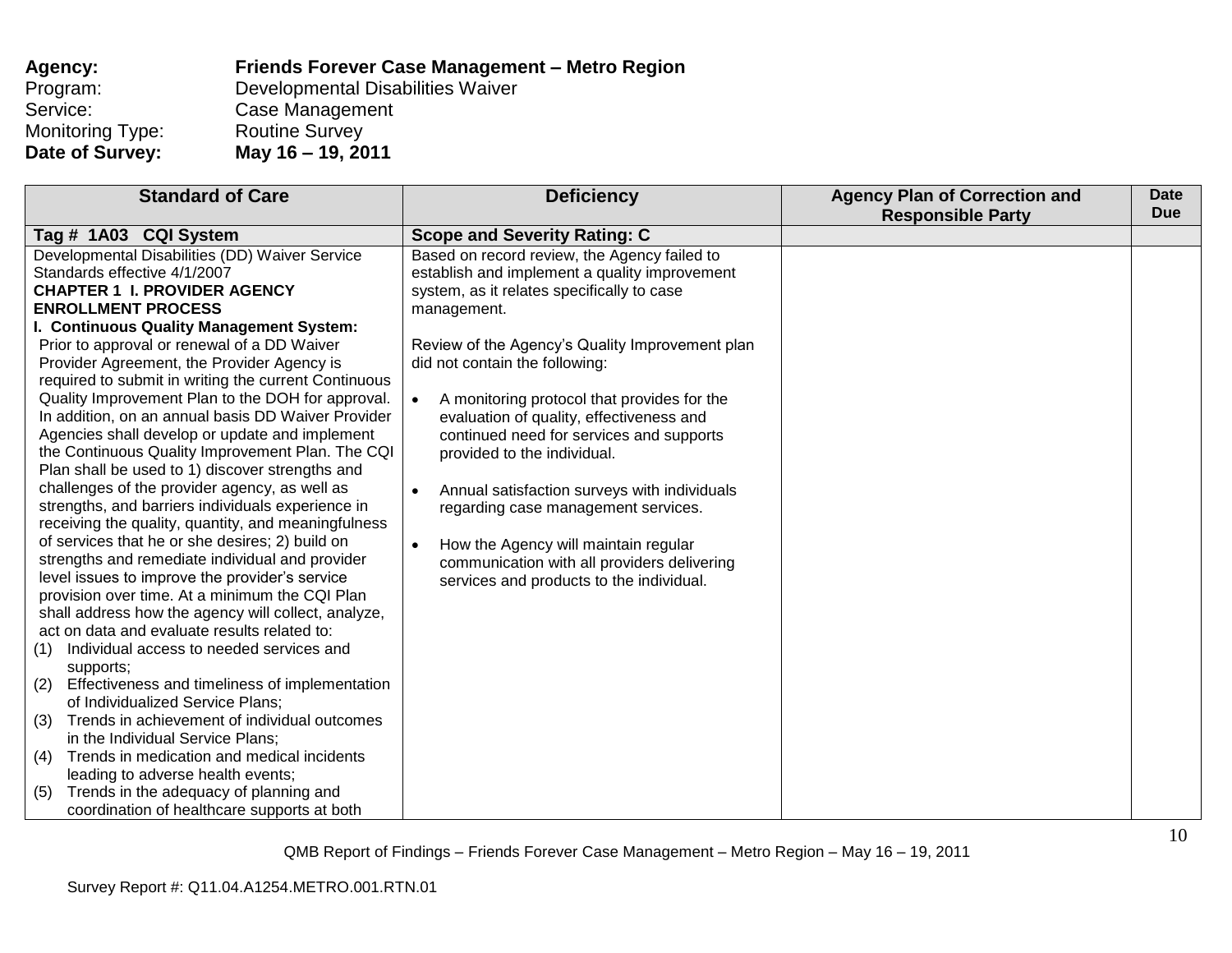**Agency:** **Friends Forever Case Management – Metro Region**
Program: Developmental Disabilities Waiver
Service: Case Management
Monitoring Type: Routine Survey
**Date of Survey:** **May 16 – 19, 2011**

| Standard of Care | Deficiency | Agency Plan of Correction and Responsible Party | Date Due |
|---|---|---|---|
| **Tag # 1A03 CQI System** | **Scope and Severity Rating: C** | | |
| Developmental Disabilities (DD) Waiver Service Standards effective 4/1/2007<br>**CHAPTER 1 I. PROVIDER AGENCY ENROLLMENT PROCESS**<br>**I. Continuous Quality Management System:** Prior to approval or renewal of a DD Waiver Provider Agreement, the Provider Agency is required to submit in writing the current Continuous Quality Improvement Plan to the DOH for approval. In addition, on an annual basis DD Waiver Provider Agencies shall develop or update and implement the Continuous Quality Improvement Plan. The CQI Plan shall be used to 1) discover strengths and challenges of the provider agency, as well as strengths, and barriers individuals experience in receiving the quality, quantity, and meaningfulness of services that he or she desires; 2) build on strengths and remediate individual and provider level issues to improve the provider's service provision over time. At a minimum the CQI Plan shall address how the agency will collect, analyze, act on data and evaluate results related to:<br>(1) Individual access to needed services and supports;<br>(2) Effectiveness and timeliness of implementation of Individualized Service Plans;<br>(3) Trends in achievement of individual outcomes in the Individual Service Plans;<br>(4) Trends in medication and medical incidents leading to adverse health events;<br>(5) Trends in the adequacy of planning and coordination of healthcare supports at both | Based on record review, the Agency failed to establish and implement a quality improvement system, as it relates specifically to case management.<br><br>Review of the Agency's Quality Improvement plan did not contain the following:<br><br>• A monitoring protocol that provides for the evaluation of quality, effectiveness and continued need for services and supports provided to the individual.<br><br>• Annual satisfaction surveys with individuals regarding case management services.<br><br>• How the Agency will maintain regular communication with all providers delivering services and products to the individual. | | |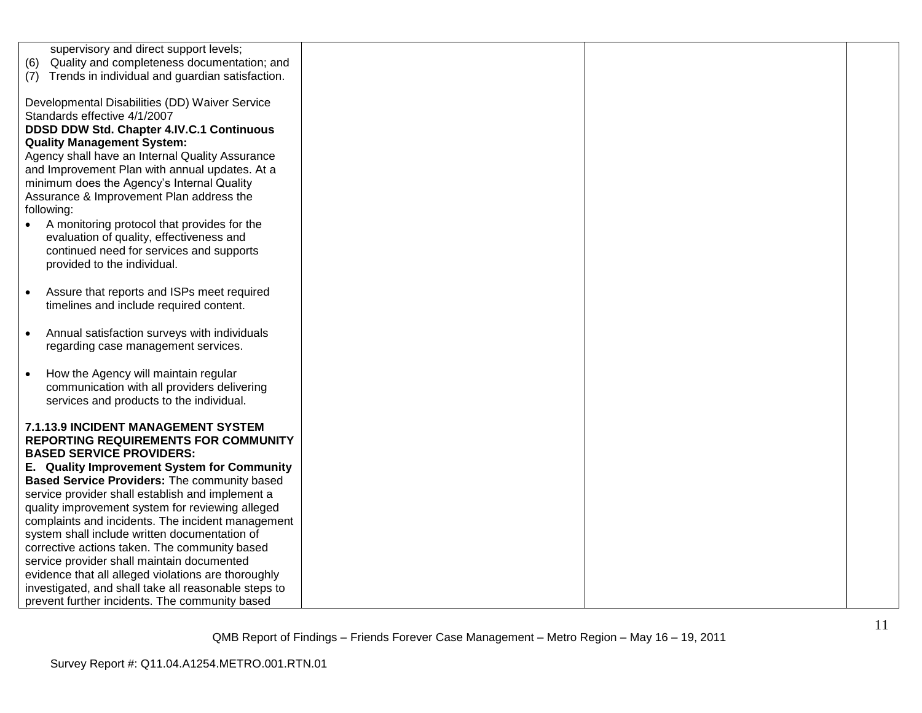| | | | |
|---|---|---|---|
| supervisory and direct support levels;<br>(6) Quality and completeness documentation; and<br>(7) Trends in individual and guardian satisfaction.<br><br>Developmental Disabilities (DD) Waiver Service Standards effective 4/1/2007<br>**DDSD DDW Std. Chapter 4.IV.C.1 Continuous Quality Management System:**<br>Agency shall have an Internal Quality Assurance and Improvement Plan with annual updates. At a minimum does the Agency's Internal Quality Assurance & Improvement Plan address the following:<br>• A monitoring protocol that provides for the evaluation of quality, effectiveness and continued need for services and supports provided to the individual.<br><br>• Assure that reports and ISPs meet required timelines and include required content.<br><br>• Annual satisfaction surveys with individuals regarding case management services.<br><br>• How the Agency will maintain regular communication with all providers delivering services and products to the individual.<br><br>**7.1.13.9 INCIDENT MANAGEMENT SYSTEM REPORTING REQUIREMENTS FOR COMMUNITY BASED SERVICE PROVIDERS:**<br>**E. Quality Improvement System for Community Based Service Providers:** The community based service provider shall establish and implement a quality improvement system for reviewing alleged complaints and incidents. The incident management system shall include written documentation of corrective actions taken. The community based service provider shall maintain documented evidence that all alleged violations are thoroughly investigated, and shall take all reasonable steps to prevent further incidents. The community based | | | |

QMB Report of Findings – Friends Forever Case Management – Metro Region – May 16 – 19, 2011

Survey Report #: Q11.04.A1254.METRO.001.RTN.01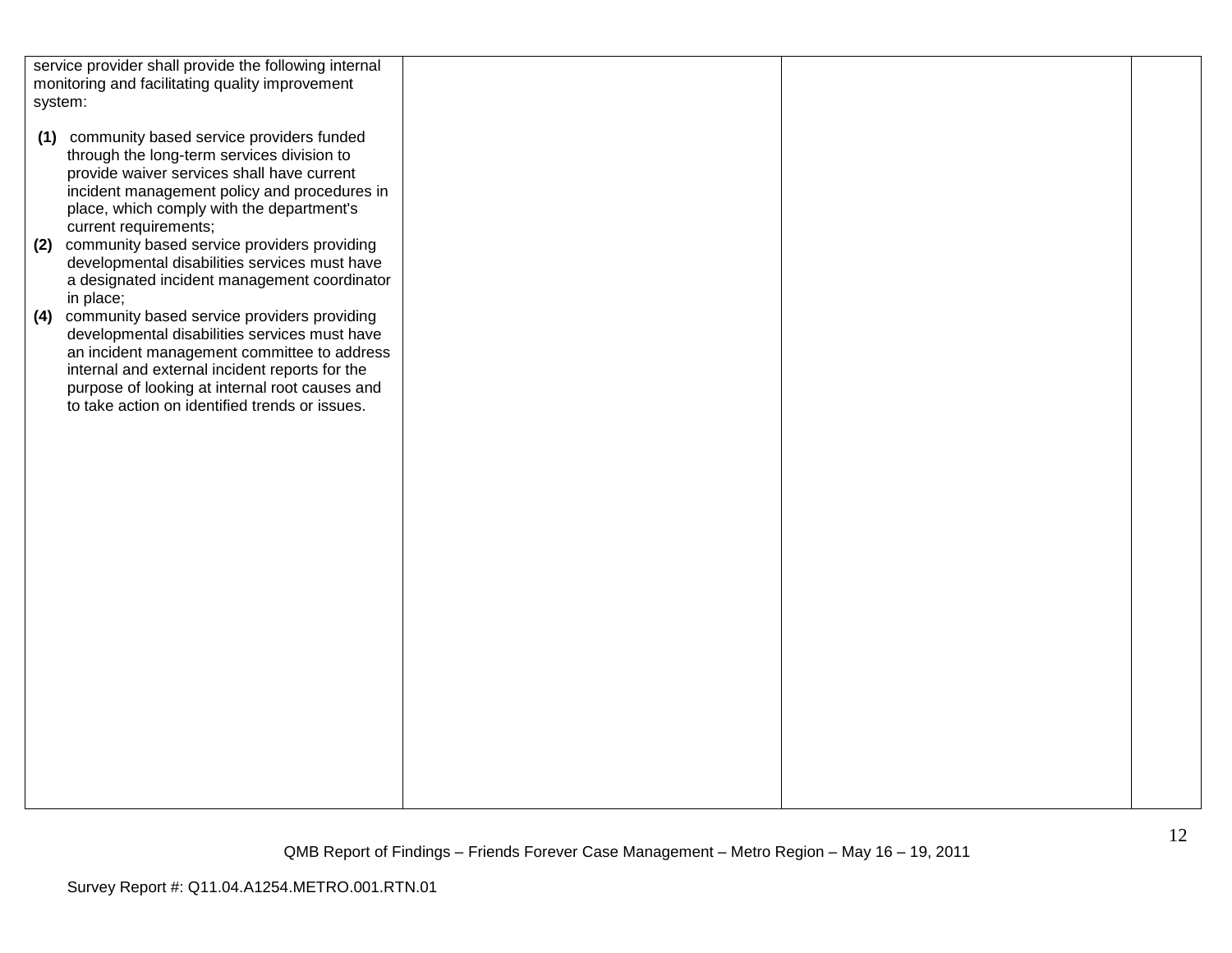| | | | |
|---|---|---|---|
| service provider shall provide the following internal monitoring and facilitating quality improvement system:<br><br>**(1)** community based service providers funded through the long-term services division to provide waiver services shall have current incident management policy and procedures in place, which comply with the department's current requirements;<br>**(2)** community based service providers providing developmental disabilities services must have a designated incident management coordinator in place;<br>**(4)** community based service providers providing developmental disabilities services must have an incident management committee to address internal and external incident reports for the purpose of looking at internal root causes and to take action on identified trends or issues. | | | |

QMB Report of Findings – Friends Forever Case Management – Metro Region – May 16 – 19, 2011

Survey Report #: Q11.04.A1254.METRO.001.RTN.01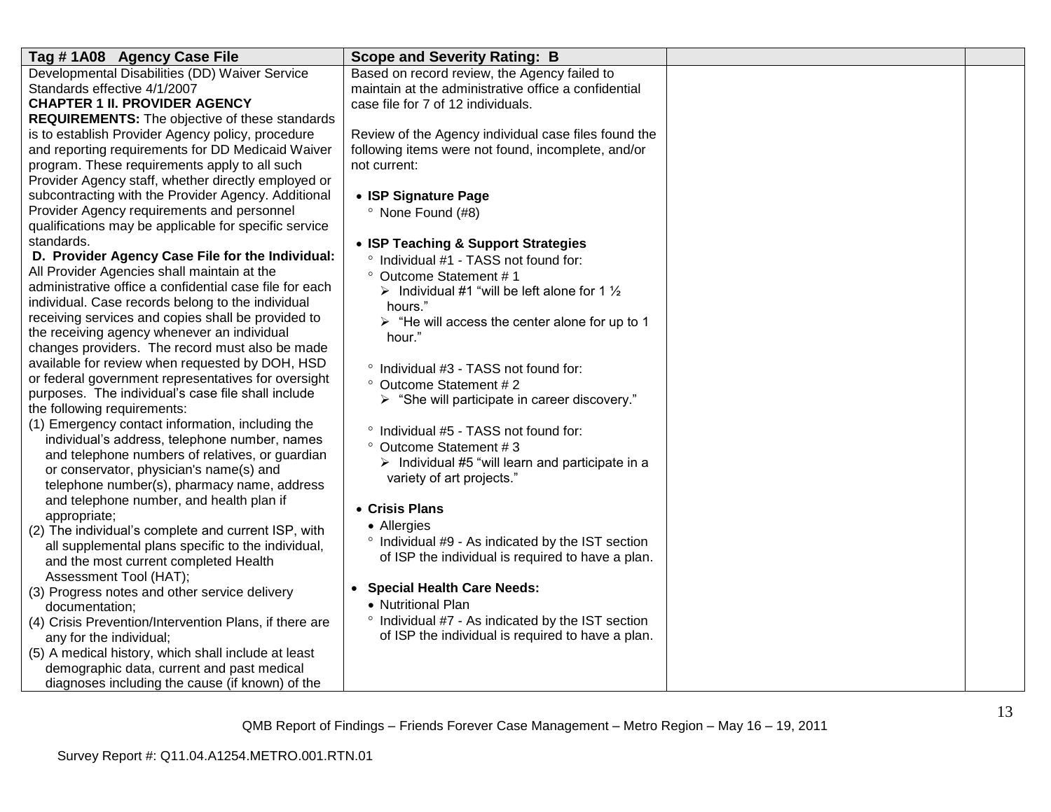| Tag # 1A08 Agency Case File | Scope and Severity Rating: B | | |
|---|---|---|---|
| Developmental Disabilities (DD) Waiver Service Standards effective 4/1/2007<br>**CHAPTER 1 II. PROVIDER AGENCY REQUIREMENTS:** The objective of these standards is to establish Provider Agency policy, procedure and reporting requirements for DD Medicaid Waiver program. These requirements apply to all such Provider Agency staff, whether directly employed or subcontracting with the Provider Agency. Additional Provider Agency requirements and personnel qualifications may be applicable for specific service standards.<br>**D. Provider Agency Case File for the Individual:** All Provider Agencies shall maintain at the administrative office a confidential case file for each individual. Case records belong to the individual receiving services and copies shall be provided to the receiving agency whenever an individual changes providers. The record must also be made available for review when requested by DOH, HSD or federal government representatives for oversight purposes. The individual's case file shall include the following requirements:<br>(1) Emergency contact information, including the individual's address, telephone number, names and telephone numbers of relatives, or guardian or conservator, physician's name(s) and telephone number(s), pharmacy name, address and telephone number, and health plan if appropriate;<br>(2) The individual's complete and current ISP, with all supplemental plans specific to the individual, and the most current completed Health Assessment Tool (HAT);<br>(3) Progress notes and other service delivery documentation;<br>(4) Crisis Prevention/Intervention Plans, if there are any for the individual;<br>(5) A medical history, which shall include at least demographic data, current and past medical diagnoses including the cause (if known) of the | Based on record review, the Agency failed to maintain at the administrative office a confidential case file for 7 of 12 individuals.<br><br>Review of the Agency individual case files found the following items were not found, incomplete, and/or not current:<br><br>• **ISP Signature Page**<br>° None Found (#8)<br><br>• **ISP Teaching & Support Strategies**<br>° Individual #1 - TASS not found for:<br>° Outcome Statement # 1<br>➢ Individual #1 "will be left alone for 1 ½ hours."<br>➢ "He will access the center alone for up to 1 hour."<br><br>° Individual #3 - TASS not found for:<br>° Outcome Statement # 2<br>➢ "She will participate in career discovery."<br><br>° Individual #5 - TASS not found for:<br>° Outcome Statement # 3<br>➢ Individual #5 "will learn and participate in a variety of art projects."<br><br>• **Crisis Plans**<br>• Allergies<br>° Individual #9 - As indicated by the IST section of ISP the individual is required to have a plan.<br><br>• **Special Health Care Needs:**<br>• Nutritional Plan<br>° Individual #7 - As indicated by the IST section of ISP the individual is required to have a plan. | | |

QMB Report of Findings – Friends Forever Case Management – Metro Region – May 16 – 19, 2011

Survey Report #: Q11.04.A1254.METRO.001.RTN.01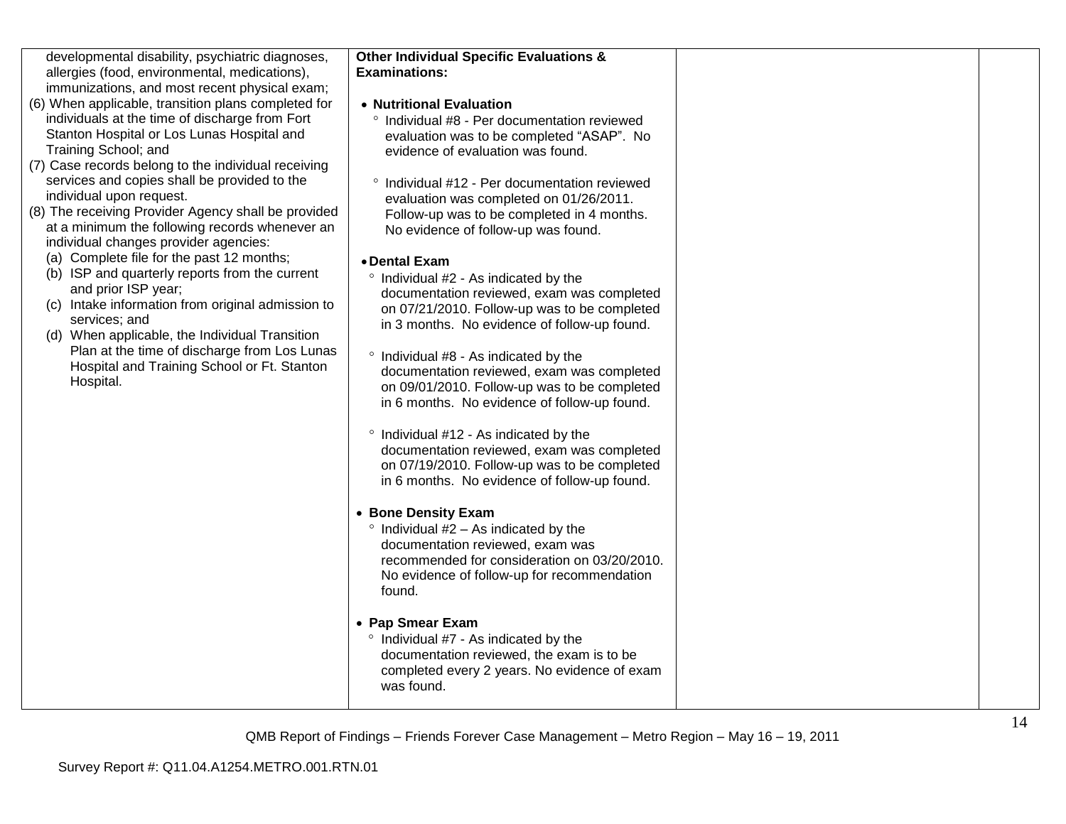| | | | |
|---|---|---|---|
| developmental disability, psychiatric diagnoses, allergies (food, environmental, medications), immunizations, and most recent physical exam;<br>(6) When applicable, transition plans completed for individuals at the time of discharge from Fort Stanton Hospital or Los Lunas Hospital and Training School; and<br>(7) Case records belong to the individual receiving services and copies shall be provided to the individual upon request.<br>(8) The receiving Provider Agency shall be provided at a minimum the following records whenever an individual changes provider agencies:<br>(a) Complete file for the past 12 months;<br>(b) ISP and quarterly reports from the current and prior ISP year;<br>(c) Intake information from original admission to services; and<br>(d) When applicable, the Individual Transition Plan at the time of discharge from Los Lunas Hospital and Training School or Ft. Stanton Hospital. | **Other Individual Specific Evaluations & Examinations:**<br><br>• **Nutritional Evaluation**<br>° Individual #8 - Per documentation reviewed evaluation was to be completed "ASAP". No evidence of evaluation was found.<br><br>° Individual #12 - Per documentation reviewed evaluation was completed on 01/26/2011. Follow-up was to be completed in 4 months. No evidence of follow-up was found.<br><br>• **Dental Exam**<br>° Individual #2 - As indicated by the documentation reviewed, exam was completed on 07/21/2010. Follow-up was to be completed in 3 months. No evidence of follow-up found.<br><br>° Individual #8 - As indicated by the documentation reviewed, exam was completed on 09/01/2010. Follow-up was to be completed in 6 months. No evidence of follow-up found.<br><br>° Individual #12 - As indicated by the documentation reviewed, exam was completed on 07/19/2010. Follow-up was to be completed in 6 months. No evidence of follow-up found.<br><br>• **Bone Density Exam**<br>° Individual #2 – As indicated by the documentation reviewed, exam was recommended for consideration on 03/20/2010. No evidence of follow-up for recommendation found.<br><br>• **Pap Smear Exam**<br>° Individual #7 - As indicated by the documentation reviewed, the exam is to be completed every 2 years. No evidence of exam was found. | | |

QMB Report of Findings – Friends Forever Case Management – Metro Region – May 16 – 19, 2011

Survey Report #: Q11.04.A1254.METRO.001.RTN.01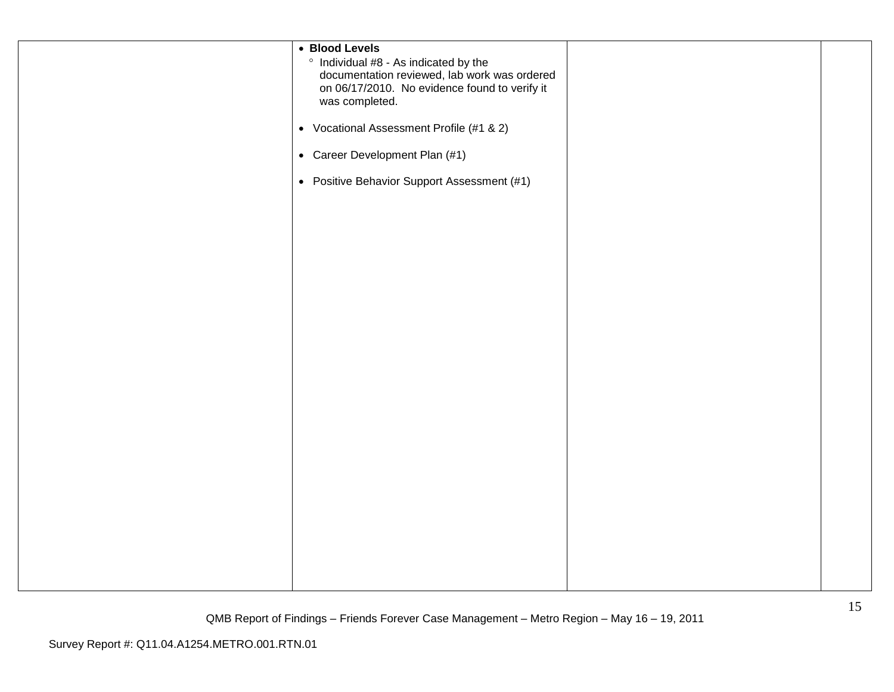| | | | |
|---|---|---|---|
| | • **Blood Levels**<br>  ° Individual #8 - As indicated by the documentation reviewed, lab work was ordered on 06/17/2010. No evidence found to verify it was completed.<br><br>• Vocational Assessment Profile (#1 & 2)<br><br>• Career Development Plan (#1)<br><br>• Positive Behavior Support Assessment (#1) | | |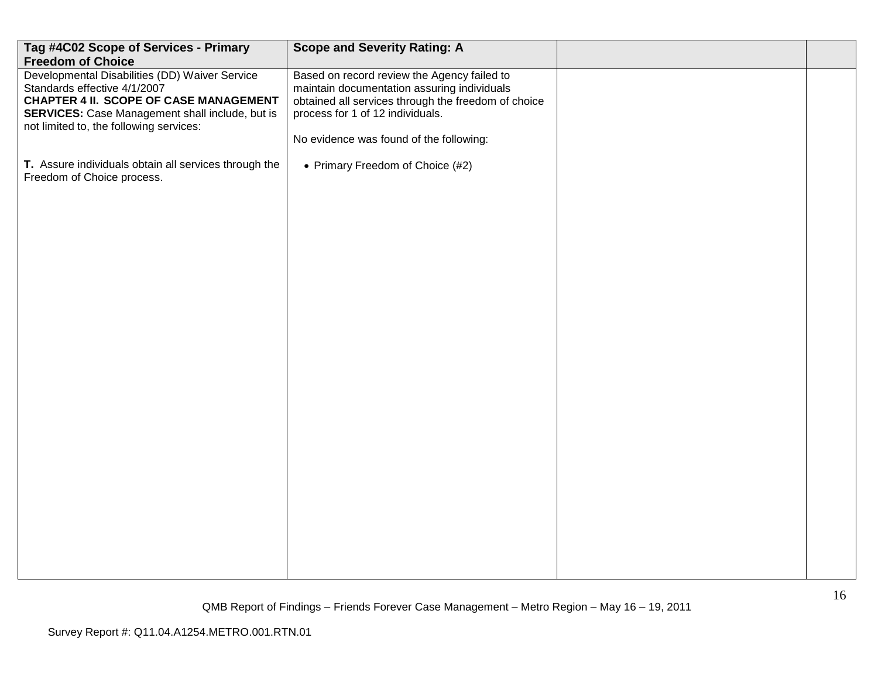| Tag #4C02 Scope of Services - Primary Freedom of Choice | Scope and Severity Rating: A | | |
|---|---|---|---|
| Developmental Disabilities (DD) Waiver Service Standards effective 4/1/2007<br>**CHAPTER 4 II. SCOPE OF CASE MANAGEMENT SERVICES:** Case Management shall include, but is not limited to, the following services:<br><br>**T.** Assure individuals obtain all services through the Freedom of Choice process. | Based on record review the Agency failed to maintain documentation assuring individuals obtained all services through the freedom of choice process for 1 of 12 individuals.<br><br>No evidence was found of the following:<br><br>• Primary Freedom of Choice (#2) | | |

QMB Report of Findings – Friends Forever Case Management – Metro Region – May 16 – 19, 2011

Survey Report #: Q11.04.A1254.METRO.001.RTN.01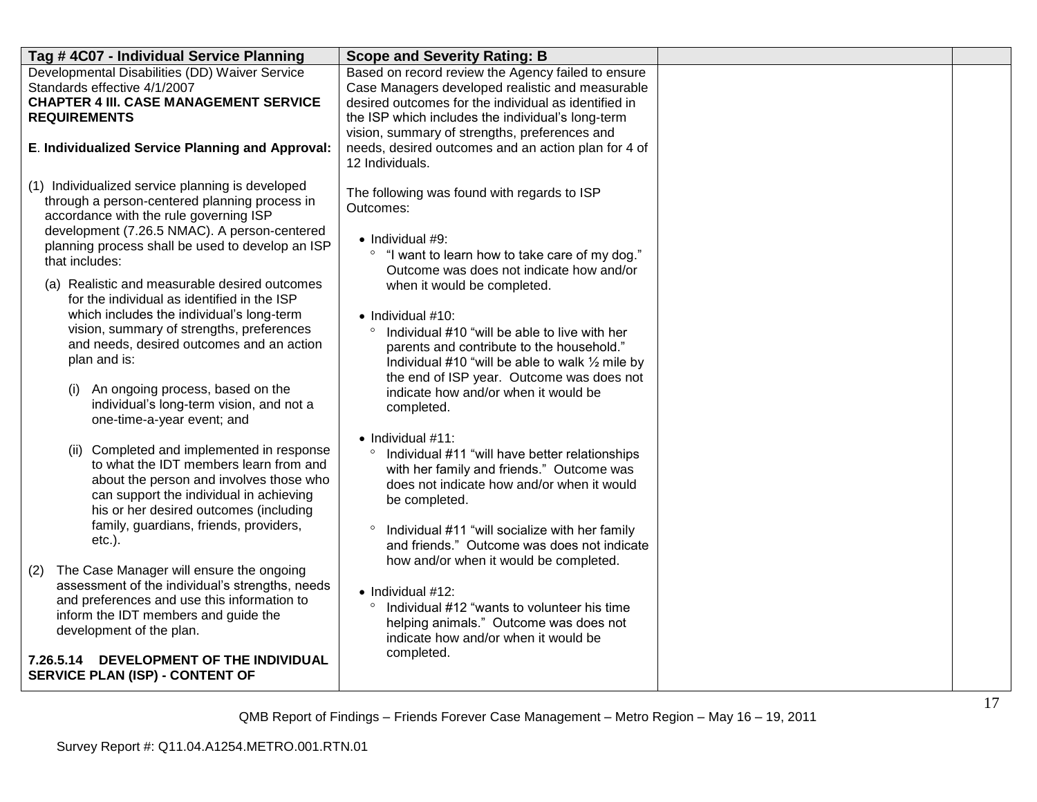| Tag # 4C07 - Individual Service Planning | Scope and Severity Rating: B | | |
|---|---|---|---|
| Developmental Disabilities (DD) Waiver Service Standards effective 4/1/2007<br>**CHAPTER 4 III. CASE MANAGEMENT SERVICE REQUIREMENTS**<br><br>**E. Individualized Service Planning and Approval:**<br><br>(1) Individualized service planning is developed through a person-centered planning process in accordance with the rule governing ISP development (7.26.5 NMAC). A person-centered planning process shall be used to develop an ISP that includes:<br><br>(a) Realistic and measurable desired outcomes for the individual as identified in the ISP which includes the individual's long-term vision, summary of strengths, preferences and needs, desired outcomes and an action plan and is:<br><br>(i) An ongoing process, based on the individual's long-term vision, and not a one-time-a-year event; and<br><br>(ii) Completed and implemented in response to what the IDT members learn from and about the person and involves those who can support the individual in achieving his or her desired outcomes (including family, guardians, friends, providers, etc.).<br><br>(2) The Case Manager will ensure the ongoing assessment of the individual's strengths, needs and preferences and use this information to inform the IDT members and guide the development of the plan.<br><br>**7.26.5.14 DEVELOPMENT OF THE INDIVIDUAL SERVICE PLAN (ISP) - CONTENT OF** | Based on record review the Agency failed to ensure Case Managers developed realistic and measurable desired outcomes for the individual as identified in the ISP which includes the individual's long-term vision, summary of strengths, preferences and needs, desired outcomes and an action plan for 4 of 12 Individuals.<br><br>The following was found with regards to ISP Outcomes:<br><br>• Individual #9:<br>° "I want to learn how to take care of my dog." Outcome was does not indicate how and/or when it would be completed.<br><br>• Individual #10:<br>° Individual #10 "will be able to live with her parents and contribute to the household." Individual #10 "will be able to walk ½ mile by the end of ISP year. Outcome was does not indicate how and/or when it would be completed.<br><br>• Individual #11:<br>° Individual #11 "will have better relationships with her family and friends." Outcome was does not indicate how and/or when it would be completed.<br><br>° Individual #11 "will socialize with her family and friends." Outcome was does not indicate how and/or when it would be completed.<br><br>• Individual #12:<br>° Individual #12 "wants to volunteer his time helping animals." Outcome was does not indicate how and/or when it would be completed. | | |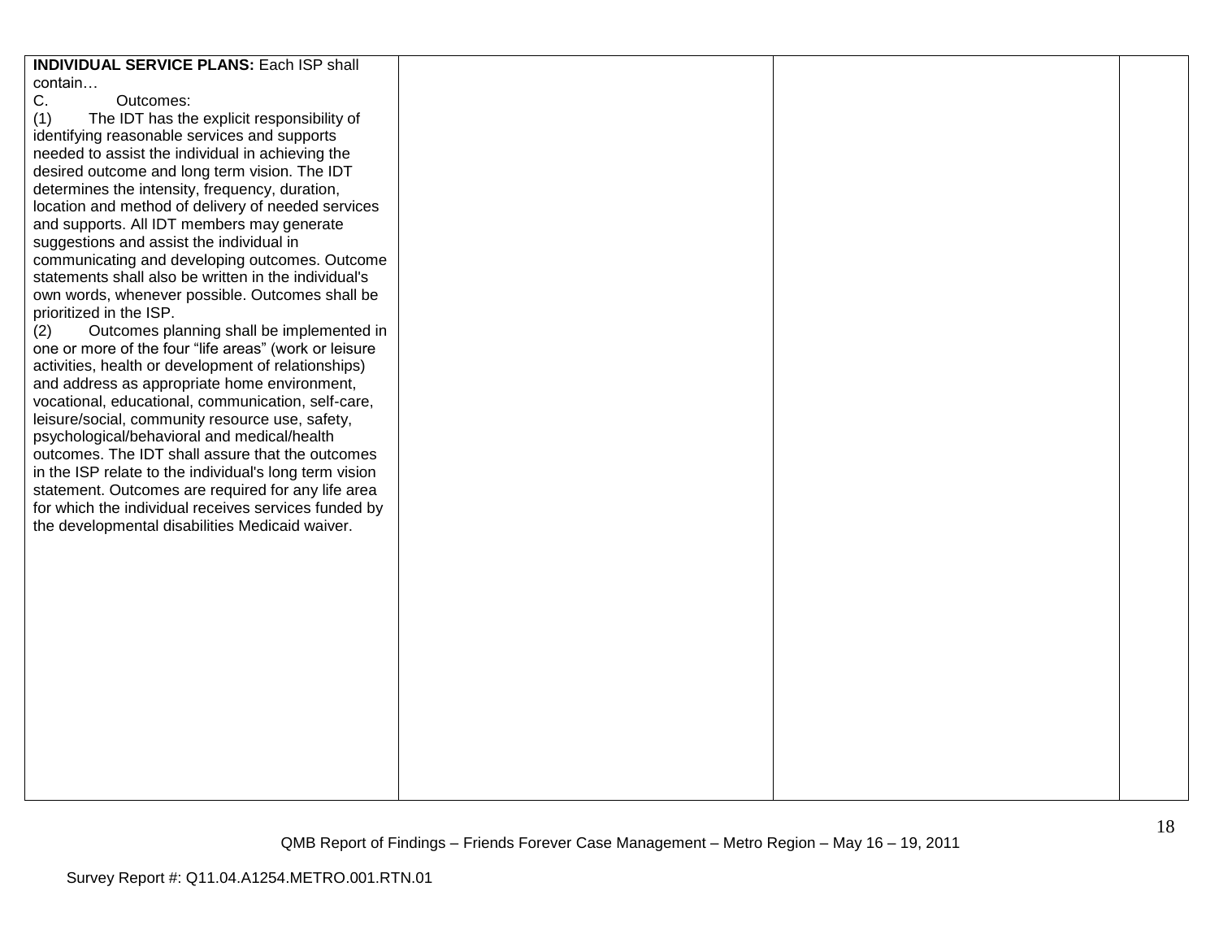| | | | |
|---|---|---|---|
| **INDIVIDUAL SERVICE PLANS:** Each ISP shall contain…<br>C. Outcomes:<br>(1) The IDT has the explicit responsibility of identifying reasonable services and supports needed to assist the individual in achieving the desired outcome and long term vision. The IDT determines the intensity, frequency, duration, location and method of delivery of needed services and supports. All IDT members may generate suggestions and assist the individual in communicating and developing outcomes. Outcome statements shall also be written in the individual's own words, whenever possible. Outcomes shall be prioritized in the ISP.<br>(2) Outcomes planning shall be implemented in one or more of the four “life areas” (work or leisure activities, health or development of relationships) and address as appropriate home environment, vocational, educational, communication, self-care, leisure/social, community resource use, safety, psychological/behavioral and medical/health outcomes. The IDT shall assure that the outcomes in the ISP relate to the individual's long term vision statement. Outcomes are required for any life area for which the individual receives services funded by the developmental disabilities Medicaid waiver. | | | |

QMB Report of Findings – Friends Forever Case Management – Metro Region – May 16 – 19, 2011

Survey Report #: Q11.04.A1254.METRO.001.RTN.01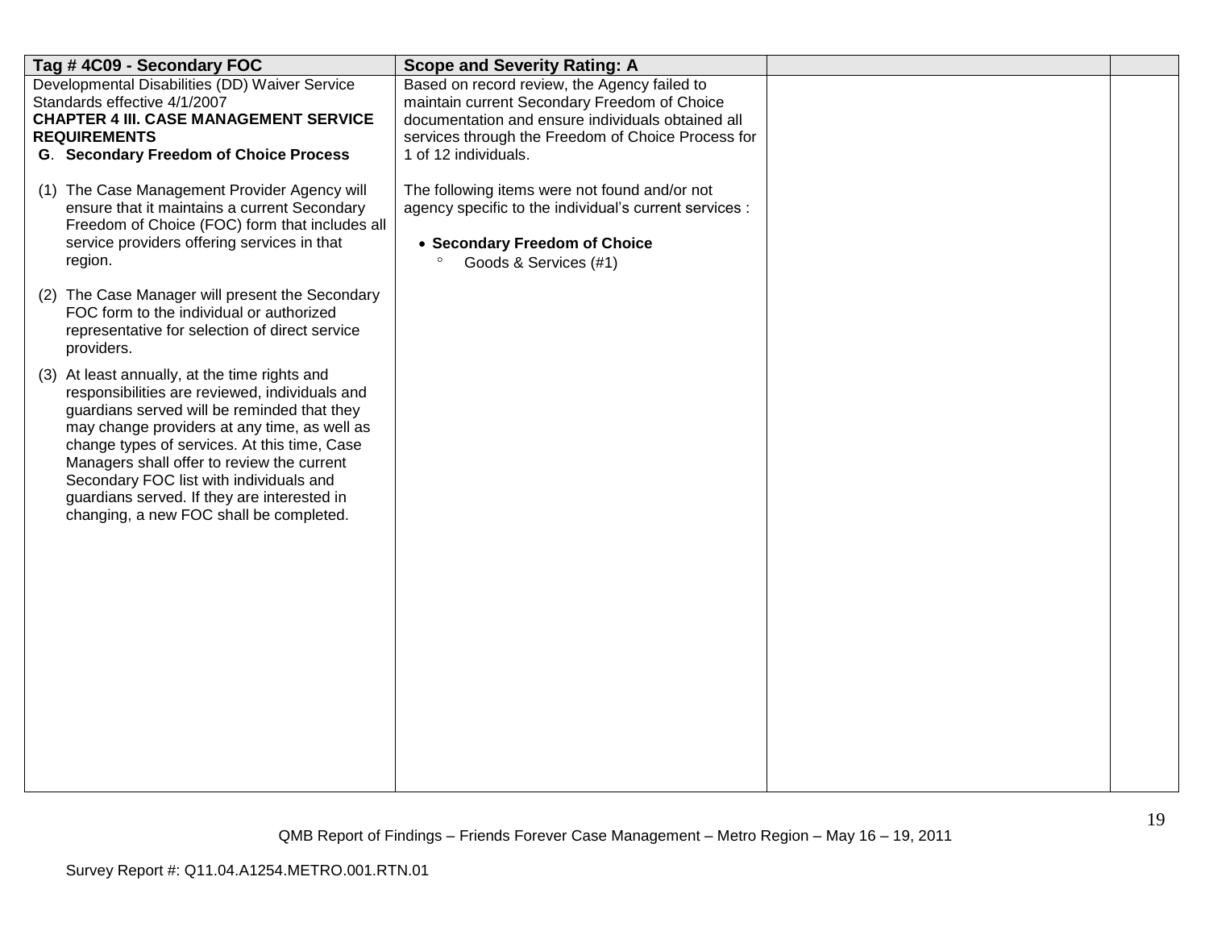| Tag # 4C09 - Secondary FOC | Scope and Severity Rating: A | | |
|---|---|---|---|
| Developmental Disabilities (DD) Waiver Service Standards effective 4/1/2007<br>**CHAPTER 4 III. CASE MANAGEMENT SERVICE REQUIREMENTS**<br>**G. Secondary Freedom of Choice Process**<br><br>(1) The Case Management Provider Agency will ensure that it maintains a current Secondary Freedom of Choice (FOC) form that includes all service providers offering services in that region.<br><br>(2) The Case Manager will present the Secondary FOC form to the individual or authorized representative for selection of direct service providers.<br><br>(3) At least annually, at the time rights and responsibilities are reviewed, individuals and guardians served will be reminded that they may change providers at any time, as well as change types of services. At this time, Case Managers shall offer to review the current Secondary FOC list with individuals and guardians served. If they are interested in changing, a new FOC shall be completed. | Based on record review, the Agency failed to maintain current Secondary Freedom of Choice documentation and ensure individuals obtained all services through the Freedom of Choice Process for 1 of 12 individuals.<br><br>The following items were not found and/or not agency specific to the individual's current services :<br><br>• **Secondary Freedom of Choice**<br>° Goods & Services (#1) | | |

QMB Report of Findings – Friends Forever Case Management – Metro Region – May 16 – 19, 2011

Survey Report #: Q11.04.A1254.METRO.001.RTN.01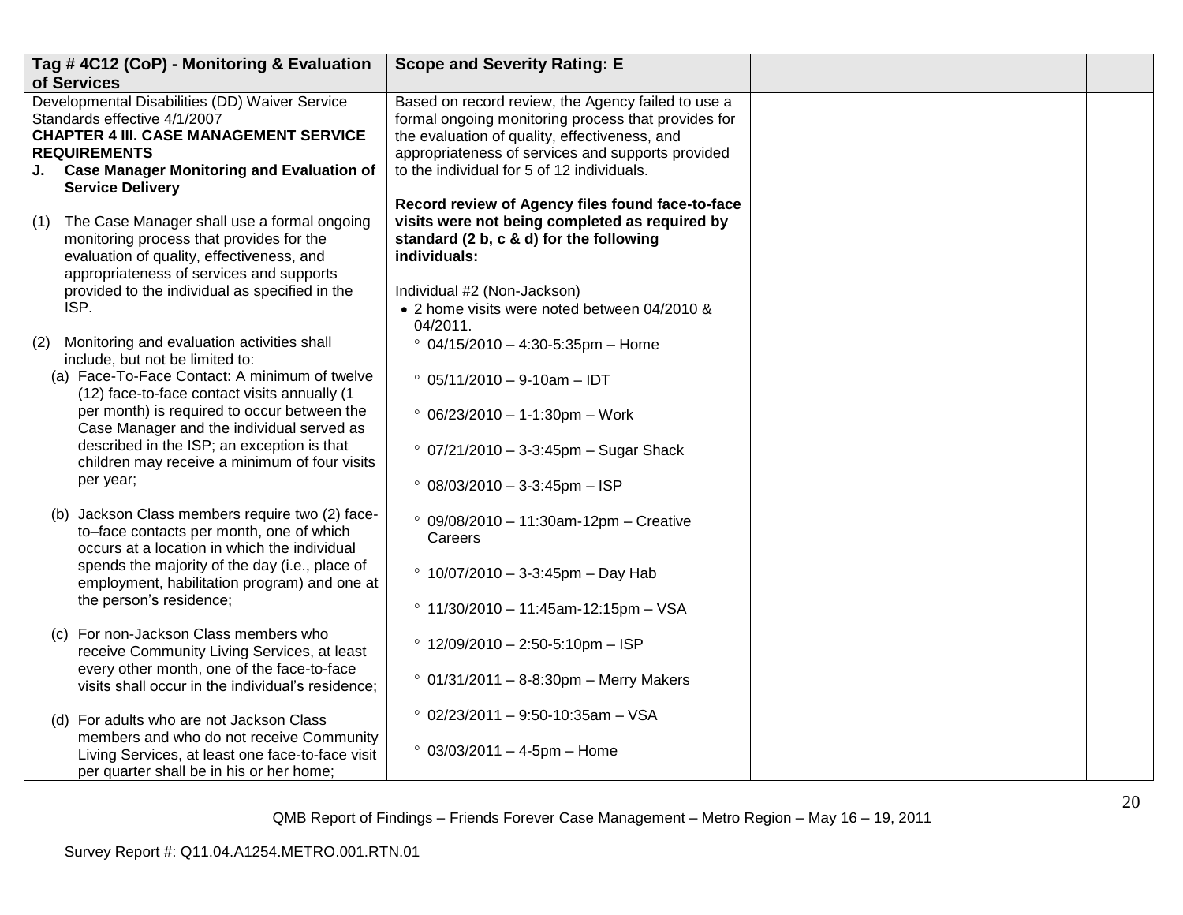| Tag # 4C12 (CoP) - Monitoring & Evaluation of Services | Scope and Severity Rating: E | | |
|---|---|---|---|
| Developmental Disabilities (DD) Waiver Service Standards effective 4/1/2007<br>**CHAPTER 4 III. CASE MANAGEMENT SERVICE REQUIREMENTS**<br>**J. Case Manager Monitoring and Evaluation of Service Delivery**<br><br>(1) The Case Manager shall use a formal ongoing monitoring process that provides for the evaluation of quality, effectiveness, and appropriateness of services and supports provided to the individual as specified in the ISP.<br><br>(2) Monitoring and evaluation activities shall include, but not be limited to:<br>(a) Face-To-Face Contact: A minimum of twelve (12) face-to-face contact visits annually (1 per month) is required to occur between the Case Manager and the individual served as described in the ISP; an exception is that children may receive a minimum of four visits per year;<br><br>(b) Jackson Class members require two (2) face-to–face contacts per month, one of which occurs at a location in which the individual spends the majority of the day (i.e., place of employment, habilitation program) and one at the person's residence;<br><br>(c) For non-Jackson Class members who receive Community Living Services, at least every other month, one of the face-to-face visits shall occur in the individual's residence;<br><br>(d) For adults who are not Jackson Class members and who do not receive Community Living Services, at least one face-to-face visit per quarter shall be in his or her home; | Based on record review, the Agency failed to use a formal ongoing monitoring process that provides for the evaluation of quality, effectiveness, and appropriateness of services and supports provided to the individual for 5 of 12 individuals.<br><br>**Record review of Agency files found face-to-face visits were not being completed as required by standard (2 b, c & d) for the following individuals:**<br><br>Individual #2 (Non-Jackson)<br>• 2 home visits were noted between 04/2010 & 04/2011.<br>◦ 04/15/2010 – 4:30-5:35pm – Home<br>◦ 05/11/2010 – 9-10am – IDT<br>◦ 06/23/2010 – 1-1:30pm – Work<br>◦ 07/21/2010 – 3-3:45pm – Sugar Shack<br>◦ 08/03/2010 – 3-3:45pm – ISP<br>◦ 09/08/2010 – 11:30am-12pm – Creative Careers<br>◦ 10/07/2010 – 3-3:45pm – Day Hab<br>◦ 11/30/2010 – 11:45am-12:15pm – VSA<br>◦ 12/09/2010 – 2:50-5:10pm – ISP<br>◦ 01/31/2011 – 8-8:30pm – Merry Makers<br>◦ 02/23/2011 – 9:50-10:35am – VSA<br>◦ 03/03/2011 – 4-5pm – Home | | |

QMB Report of Findings – Friends Forever Case Management – Metro Region – May 16 – 19, 2011

Survey Report #: Q11.04.A1254.METRO.001.RTN.01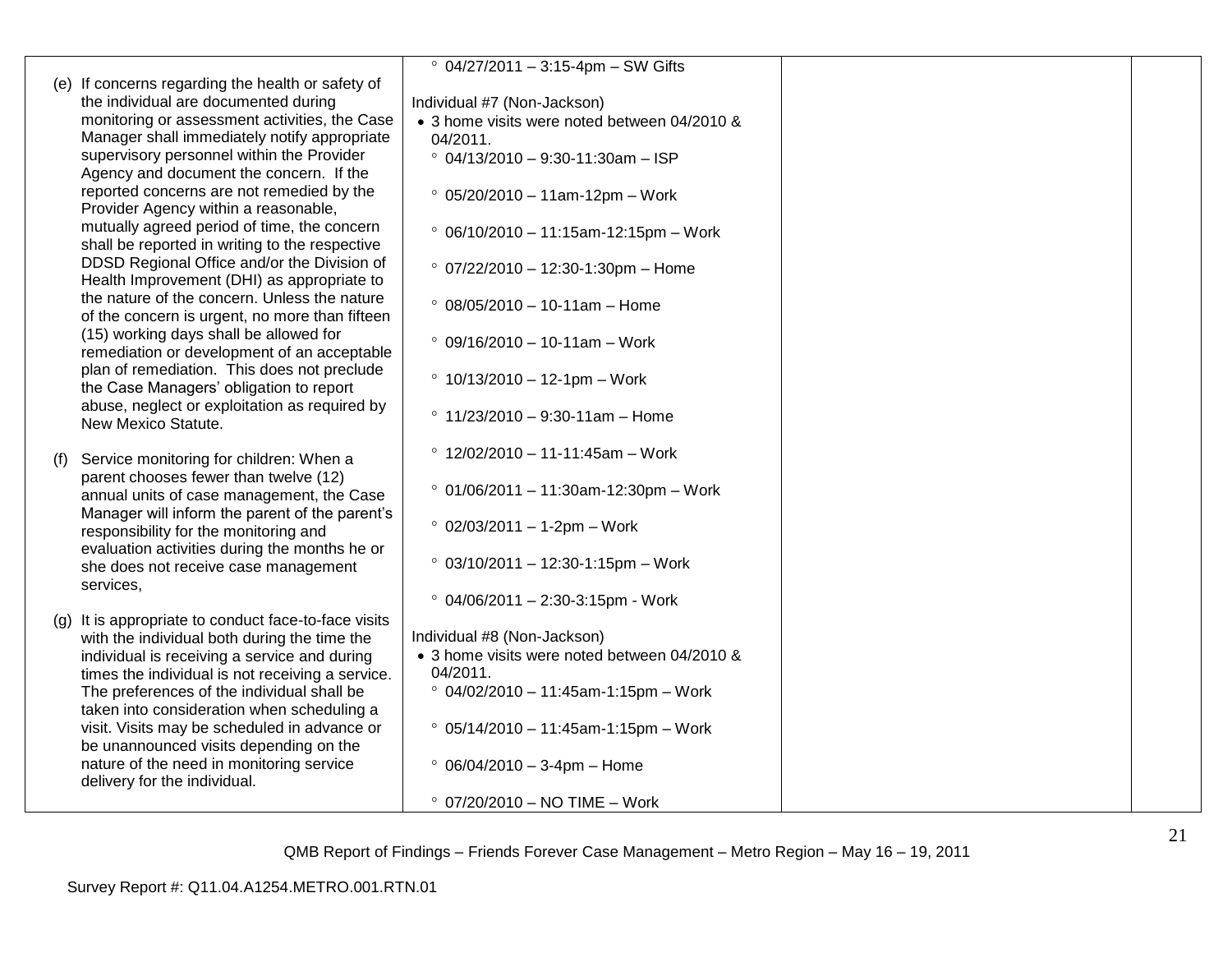| | | | |
|---|---|---|---|
| (e) If concerns regarding the health or safety of the individual are documented during monitoring or assessment activities, the Case Manager shall immediately notify appropriate supervisory personnel within the Provider Agency and document the concern. If the reported concerns are not remedied by the Provider Agency within a reasonable, mutually agreed period of time, the concern shall be reported in writing to the respective DDSD Regional Office and/or the Division of Health Improvement (DHI) as appropriate to the nature of the concern. Unless the nature of the concern is urgent, no more than fifteen (15) working days shall be allowed for remediation or development of an acceptable plan of remediation. This does not preclude the Case Managers' obligation to report abuse, neglect or exploitation as required by New Mexico Statute.<br><br>(f) Service monitoring for children: When a parent chooses fewer than twelve (12) annual units of case management, the Case Manager will inform the parent of the parent's responsibility for the monitoring and evaluation activities during the months he or she does not receive case management services,<br><br>(g) It is appropriate to conduct face-to-face visits with the individual both during the time the individual is receiving a service and during times the individual is not receiving a service. The preferences of the individual shall be taken into consideration when scheduling a visit. Visits may be scheduled in advance or be unannounced visits depending on the nature of the need in monitoring service delivery for the individual. | ° 04/27/2011 – 3:15-4pm – SW Gifts<br><br>Individual #7 (Non-Jackson)<br>• 3 home visits were noted between 04/2010 & 04/2011.<br>° 04/13/2010 – 9:30-11:30am – ISP<br>° 05/20/2010 – 11am-12pm – Work<br>° 06/10/2010 – 11:15am-12:15pm – Work<br>° 07/22/2010 – 12:30-1:30pm – Home<br>° 08/05/2010 – 10-11am – Home<br>° 09/16/2010 – 10-11am – Work<br>° 10/13/2010 – 12-1pm – Work<br>° 11/23/2010 – 9:30-11am – Home<br>° 12/02/2010 – 11-11:45am – Work<br>° 01/06/2011 – 11:30am-12:30pm – Work<br>° 02/03/2011 – 1-2pm – Work<br>° 03/10/2011 – 12:30-1:15pm – Work<br>° 04/06/2011 – 2:30-3:15pm - Work<br><br>Individual #8 (Non-Jackson)<br>• 3 home visits were noted between 04/2010 & 04/2011.<br>° 04/02/2010 – 11:45am-1:15pm – Work<br>° 05/14/2010 – 11:45am-1:15pm – Work<br>° 06/04/2010 – 3-4pm – Home<br>° 07/20/2010 – NO TIME – Work | | |

QMB Report of Findings – Friends Forever Case Management – Metro Region – May 16 – 19, 2011

Survey Report #: Q11.04.A1254.METRO.001.RTN.01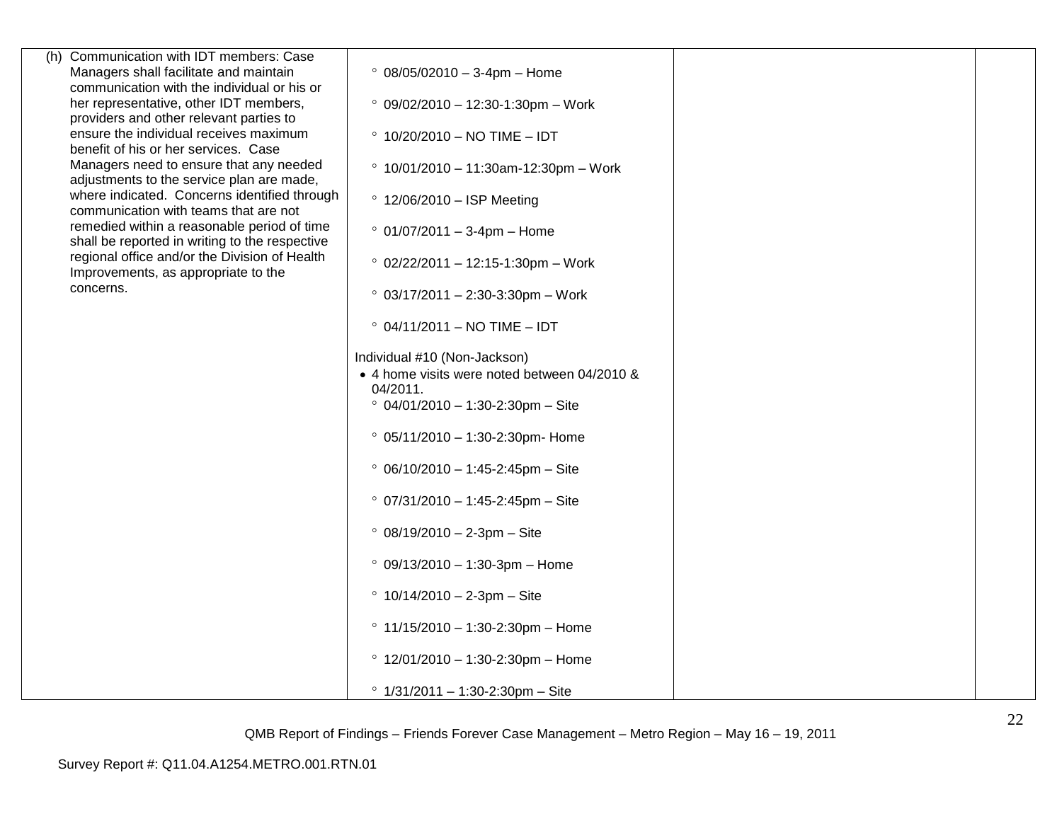| | | | |
|---|---|---|---|
| (h) Communication with IDT members: Case Managers shall facilitate and maintain communication with the individual or his or her representative, other IDT members, providers and other relevant parties to ensure the individual receives maximum benefit of his or her services. Case Managers need to ensure that any needed adjustments to the service plan are made, where indicated. Concerns identified through communication with teams that are not remedied within a reasonable period of time shall be reported in writing to the respective regional office and/or the Division of Health Improvements, as appropriate to the concerns. | ° 08/05/02010 – 3-4pm – Home<br><br>° 09/02/2010 – 12:30-1:30pm – Work<br><br>° 10/20/2010 – NO TIME – IDT<br><br>° 10/01/2010 – 11:30am-12:30pm – Work<br><br>° 12/06/2010 – ISP Meeting<br><br>° 01/07/2011 – 3-4pm – Home<br><br>° 02/22/2011 – 12:15-1:30pm – Work<br><br>° 03/17/2011 – 2:30-3:30pm – Work<br><br>° 04/11/2011 – NO TIME – IDT<br><br>Individual #10 (Non-Jackson)<br>• 4 home visits were noted between 04/2010 & 04/2011.<br>° 04/01/2010 – 1:30-2:30pm – Site<br><br>° 05/11/2010 – 1:30-2:30pm- Home<br><br>° 06/10/2010 – 1:45-2:45pm – Site<br><br>° 07/31/2010 – 1:45-2:45pm – Site<br><br>° 08/19/2010 – 2-3pm – Site<br><br>° 09/13/2010 – 1:30-3pm – Home<br><br>° 10/14/2010 – 2-3pm – Site<br><br>° 11/15/2010 – 1:30-2:30pm – Home<br><br>° 12/01/2010 – 1:30-2:30pm – Home<br><br>° 1/31/2011 – 1:30-2:30pm – Site | | |

QMB Report of Findings – Friends Forever Case Management – Metro Region – May 16 – 19, 2011

Survey Report #: Q11.04.A1254.METRO.001.RTN.01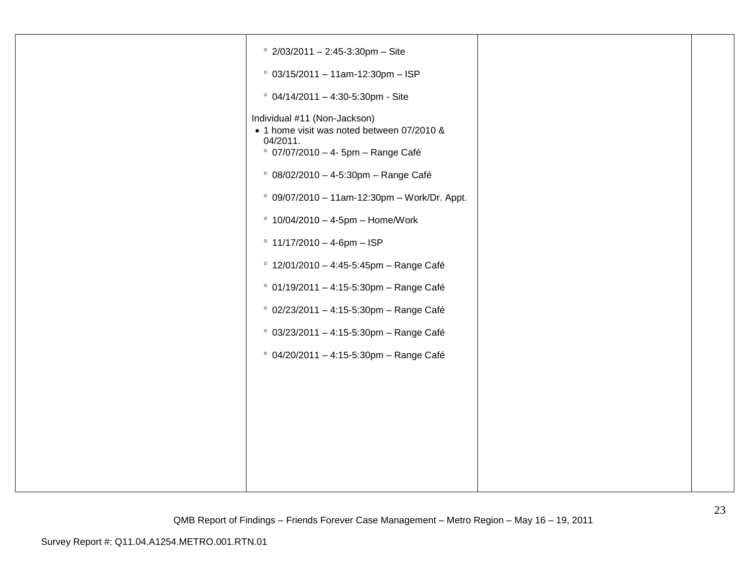|  |  |  |  |
|---|---|---|---|
|  | ◦ 2/03/2011 – 2:45-3:30pm – Site<br><br>◦ 03/15/2011 – 11am-12:30pm – ISP<br><br>◦ 04/14/2011 – 4:30-5:30pm - Site<br><br>Individual #11 (Non-Jackson)<br>• 1 home visit was noted between 07/2010 & 04/2011.<br>◦ 07/07/2010 – 4- 5pm – Range Café<br><br>◦ 08/02/2010 – 4-5:30pm – Range Café<br><br>◦ 09/07/2010 – 11am-12:30pm – Work/Dr. Appt.<br><br>◦ 10/04/2010 – 4-5pm – Home/Work<br><br>◦ 11/17/2010 – 4-6pm – ISP<br><br>◦ 12/01/2010 – 4:45-5:45pm – Range Café<br><br>◦ 01/19/2011 – 4:15-5:30pm – Range Café<br><br>◦ 02/23/2011 – 4:15-5:30pm – Range Café<br><br>◦ 03/23/2011 – 4:15-5:30pm – Range Café<br><br>◦ 04/20/2011 – 4:15-5:30pm – Range Café |  |  |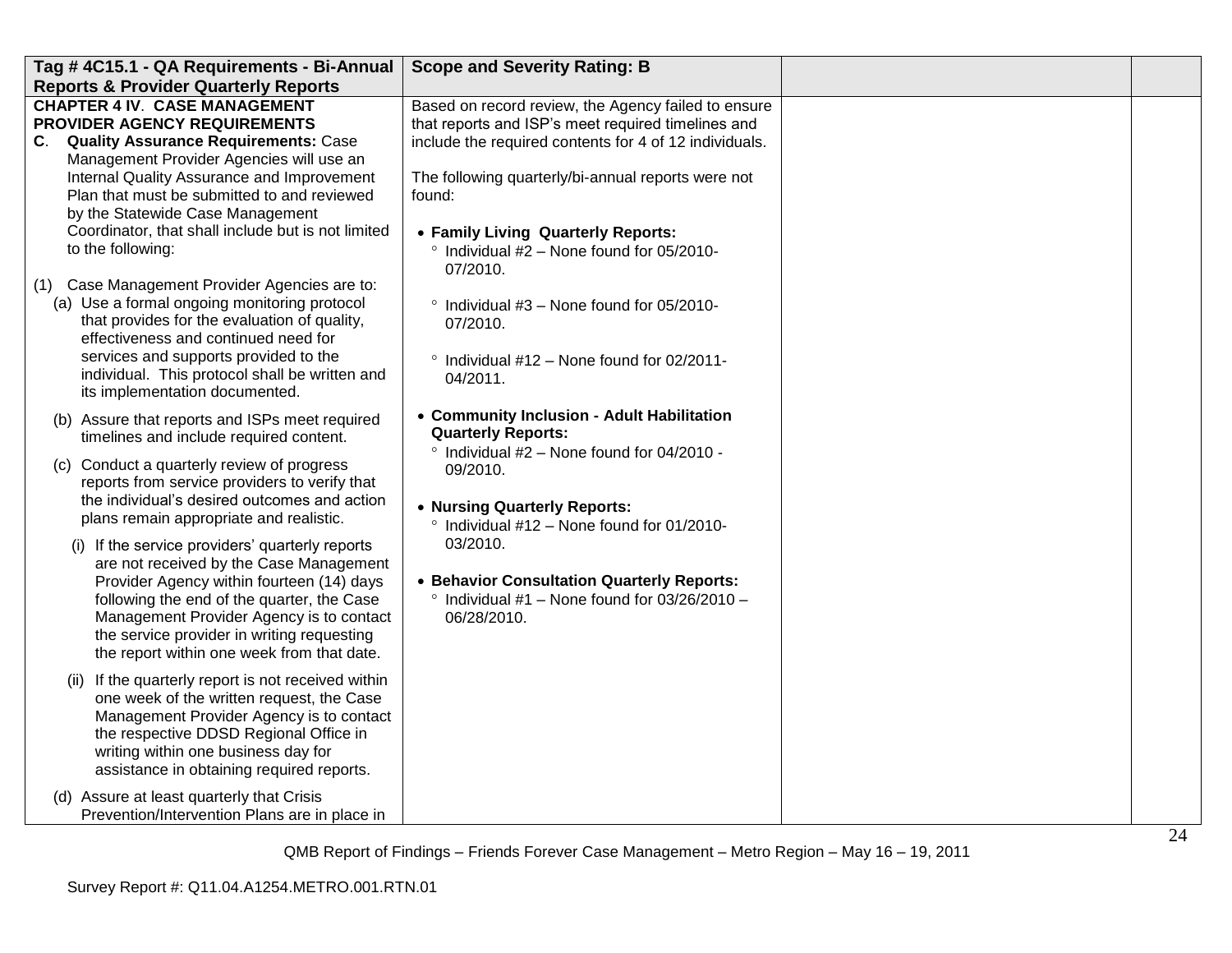| Tag # 4C15.1 - QA Requirements - Bi-Annual Reports & Provider Quarterly Reports | Scope and Severity Rating: B | | |
|---|---|---|---|
| **CHAPTER 4 IV. CASE MANAGEMENT PROVIDER AGENCY REQUIREMENTS**<br>**C. Quality Assurance Requirements:** Case Management Provider Agencies will use an Internal Quality Assurance and Improvement Plan that must be submitted to and reviewed by the Statewide Case Management Coordinator, that shall include but is not limited to the following:<br><br>(1) Case Management Provider Agencies are to:<br>(a) Use a formal ongoing monitoring protocol that provides for the evaluation of quality, effectiveness and continued need for services and supports provided to the individual. This protocol shall be written and its implementation documented.<br>(b) Assure that reports and ISPs meet required timelines and include required content.<br>(c) Conduct a quarterly review of progress reports from service providers to verify that the individual's desired outcomes and action plans remain appropriate and realistic.<br>(i) If the service providers' quarterly reports are not received by the Case Management Provider Agency within fourteen (14) days following the end of the quarter, the Case Management Provider Agency is to contact the service provider in writing requesting the report within one week from that date.<br>(ii) If the quarterly report is not received within one week of the written request, the Case Management Provider Agency is to contact the respective DDSD Regional Office in writing within one business day for assistance in obtaining required reports.<br>(d) Assure at least quarterly that Crisis Prevention/Intervention Plans are in place in | Based on record review, the Agency failed to ensure that reports and ISP's meet required timelines and include the required contents for 4 of 12 individuals.<br><br>The following quarterly/bi-annual reports were not found:<br><br>• **Family Living Quarterly Reports:**<br>° Individual #2 – None found for 05/2010-07/2010.<br>° Individual #3 – None found for 05/2010-07/2010.<br>° Individual #12 – None found for 02/2011-04/2011.<br><br>• **Community Inclusion - Adult Habilitation Quarterly Reports:**<br>° Individual #2 – None found for 04/2010 - 09/2010.<br><br>• **Nursing Quarterly Reports:**<br>° Individual #12 – None found for 01/2010-03/2010.<br><br>• **Behavior Consultation Quarterly Reports:**<br>° Individual #1 – None found for 03/26/2010 – 06/28/2010. | | |

QMB Report of Findings – Friends Forever Case Management – Metro Region – May 16 – 19, 2011

Survey Report #: Q11.04.A1254.METRO.001.RTN.01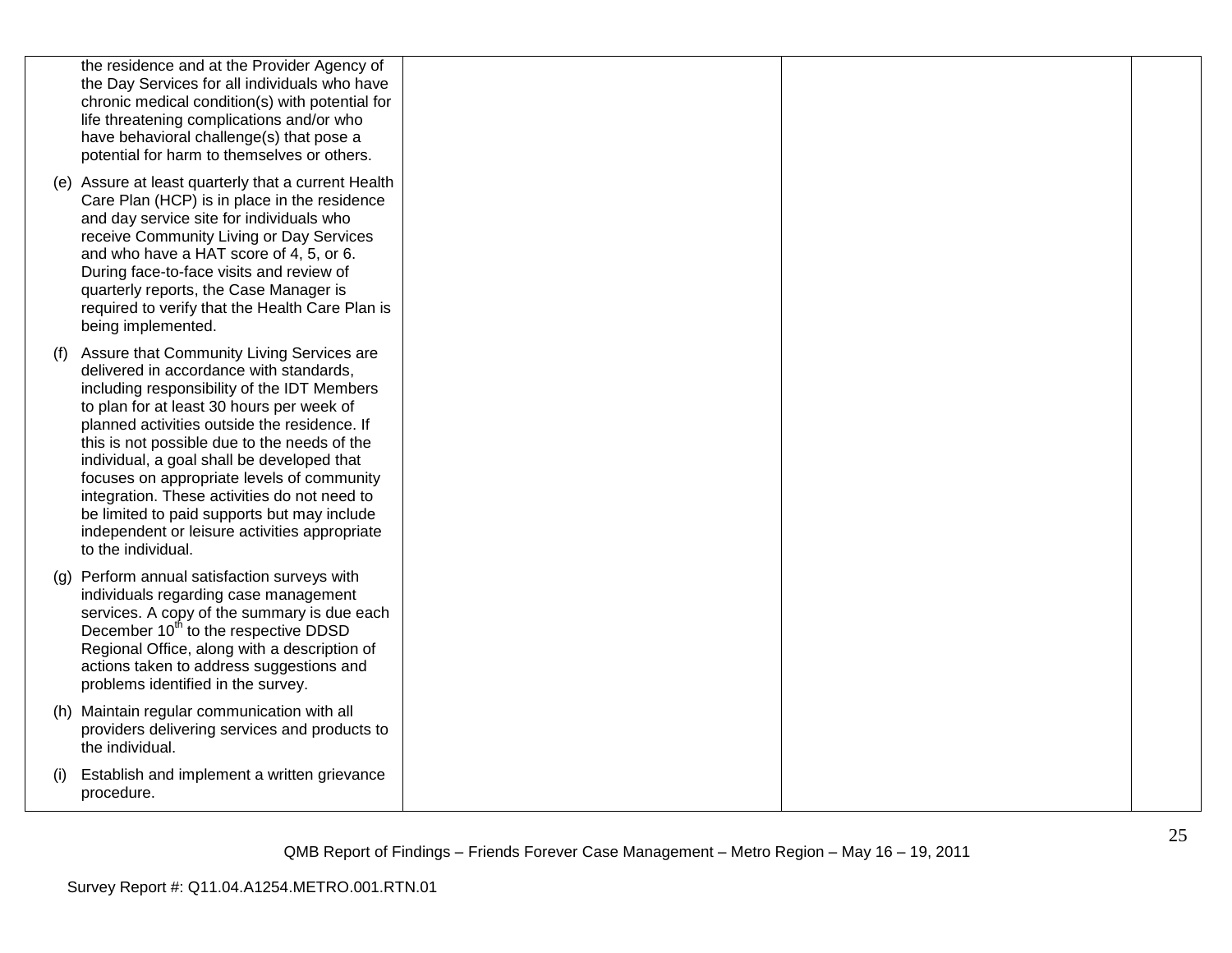| | | | |
|---|---|---|---|
| the residence and at the Provider Agency of the Day Services for all individuals who have chronic medical condition(s) with potential for life threatening complications and/or who have behavioral challenge(s) that pose a potential for harm to themselves or others.<br><br>(e) Assure at least quarterly that a current Health Care Plan (HCP) is in place in the residence and day service site for individuals who receive Community Living or Day Services and who have a HAT score of 4, 5, or 6. During face-to-face visits and review of quarterly reports, the Case Manager is required to verify that the Health Care Plan is being implemented.<br><br>(f) Assure that Community Living Services are delivered in accordance with standards, including responsibility of the IDT Members to plan for at least 30 hours per week of planned activities outside the residence. If this is not possible due to the needs of the individual, a goal shall be developed that focuses on appropriate levels of community integration. These activities do not need to be limited to paid supports but may include independent or leisure activities appropriate to the individual.<br><br>(g) Perform annual satisfaction surveys with individuals regarding case management services. A copy of the summary is due each December 10th to the respective DDSD Regional Office, along with a description of actions taken to address suggestions and problems identified in the survey.<br><br>(h) Maintain regular communication with all providers delivering services and products to the individual.<br><br>(i) Establish and implement a written grievance procedure. | | | |

QMB Report of Findings – Friends Forever Case Management – Metro Region – May 16 – 19, 2011

Survey Report #: Q11.04.A1254.METRO.001.RTN.01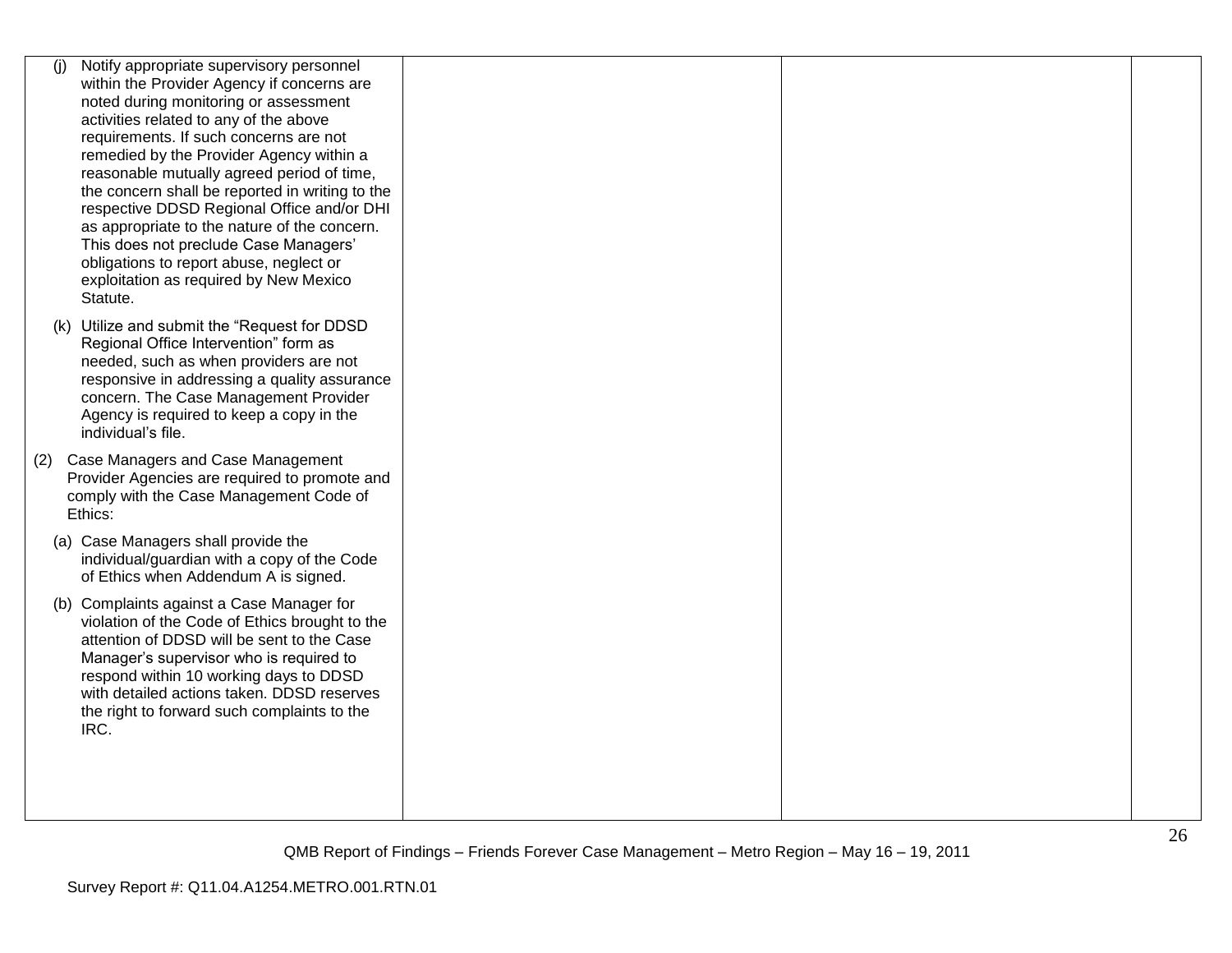| | | | |
|---|---|---|---|
| (j) Notify appropriate supervisory personnel within the Provider Agency if concerns are noted during monitoring or assessment activities related to any of the above requirements. If such concerns are not remedied by the Provider Agency within a reasonable mutually agreed period of time, the concern shall be reported in writing to the respective DDSD Regional Office and/or DHI as appropriate to the nature of the concern. This does not preclude Case Managers' obligations to report abuse, neglect or exploitation as required by New Mexico Statute.<br><br>(k) Utilize and submit the "Request for DDSD Regional Office Intervention" form as needed, such as when providers are not responsive in addressing a quality assurance concern. The Case Management Provider Agency is required to keep a copy in the individual's file.<br><br>(2) Case Managers and Case Management Provider Agencies are required to promote and comply with the Case Management Code of Ethics:<br><br>(a) Case Managers shall provide the individual/guardian with a copy of the Code of Ethics when Addendum A is signed.<br><br>(b) Complaints against a Case Manager for violation of the Code of Ethics brought to the attention of DDSD will be sent to the Case Manager's supervisor who is required to respond within 10 working days to DDSD with detailed actions taken. DDSD reserves the right to forward such complaints to the IRC. | | | |

QMB Report of Findings – Friends Forever Case Management – Metro Region – May 16 – 19, 2011

Survey Report #: Q11.04.A1254.METRO.001.RTN.01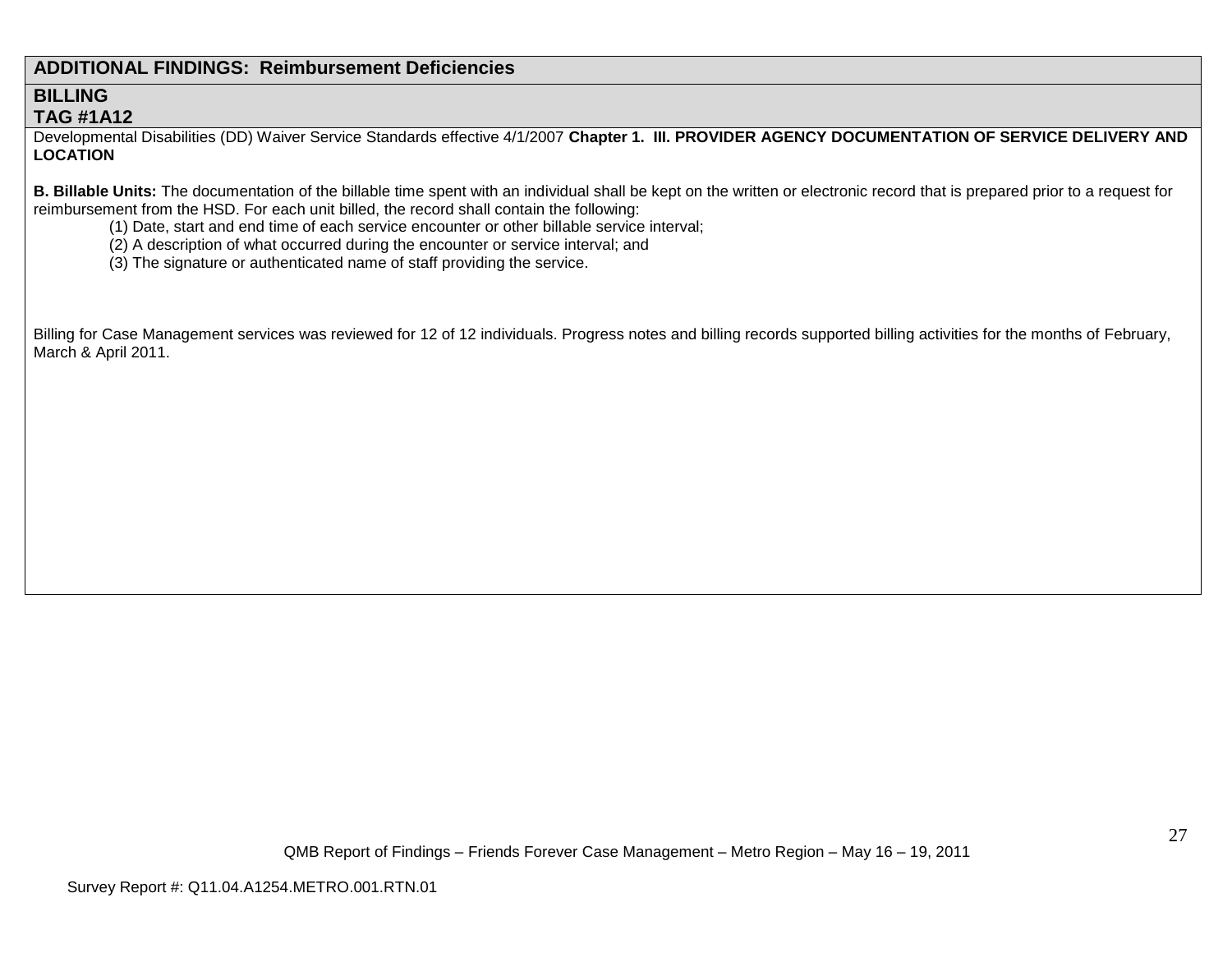## ADDITIONAL FINDINGS: Reimbursement Deficiencies

### BILLING
### TAG #1A12

Developmental Disabilities (DD) Waiver Service Standards effective 4/1/2007 **Chapter 1. III. PROVIDER AGENCY DOCUMENTATION OF SERVICE DELIVERY AND LOCATION**

**B. Billable Units:** The documentation of the billable time spent with an individual shall be kept on the written or electronic record that is prepared prior to a request for reimbursement from the HSD. For each unit billed, the record shall contain the following:

(1) Date, start and end time of each service encounter or other billable service interval;
(2) A description of what occurred during the encounter or service interval; and
(3) The signature or authenticated name of staff providing the service.

Billing for Case Management services was reviewed for 12 of 12 individuals. Progress notes and billing records supported billing activities for the months of February, March & April 2011.